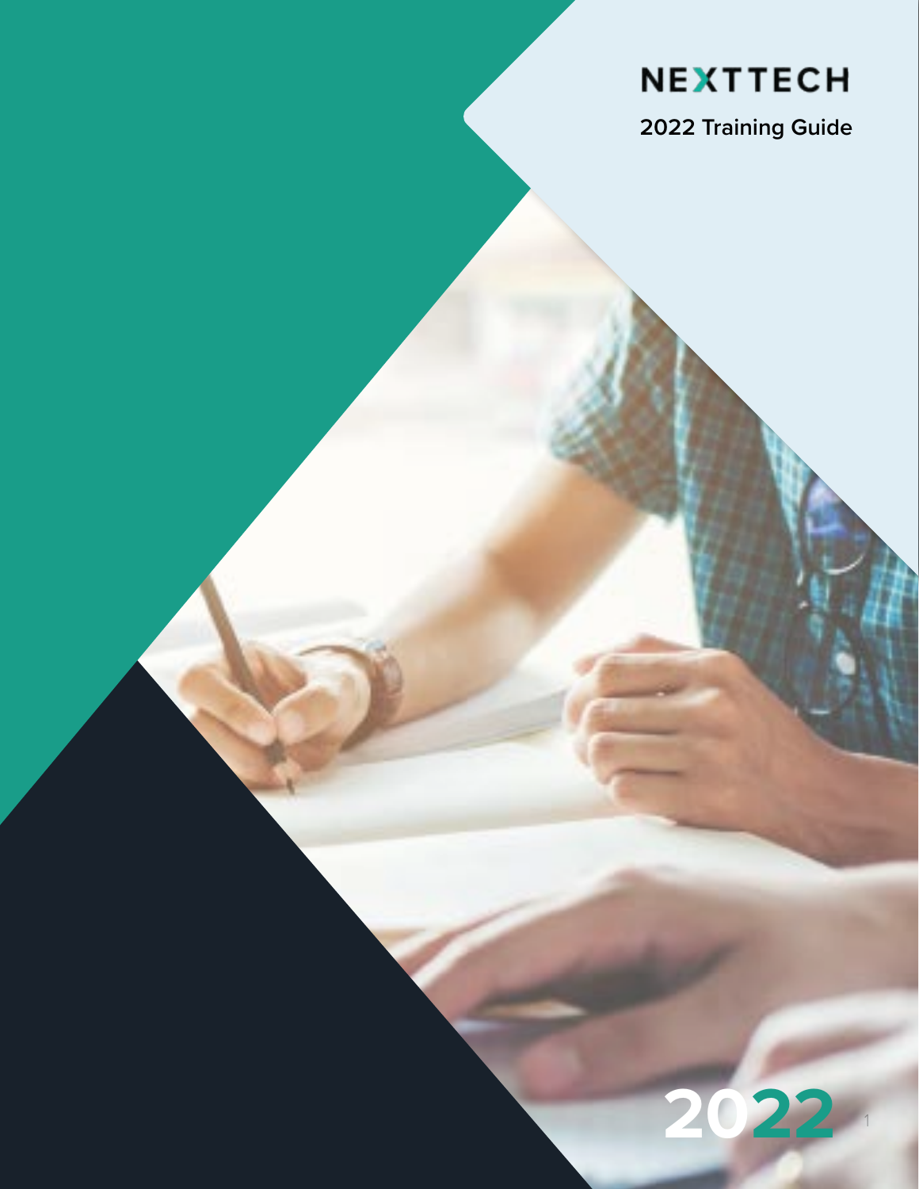# NEXTTECH

## 2022 Training Guide

2022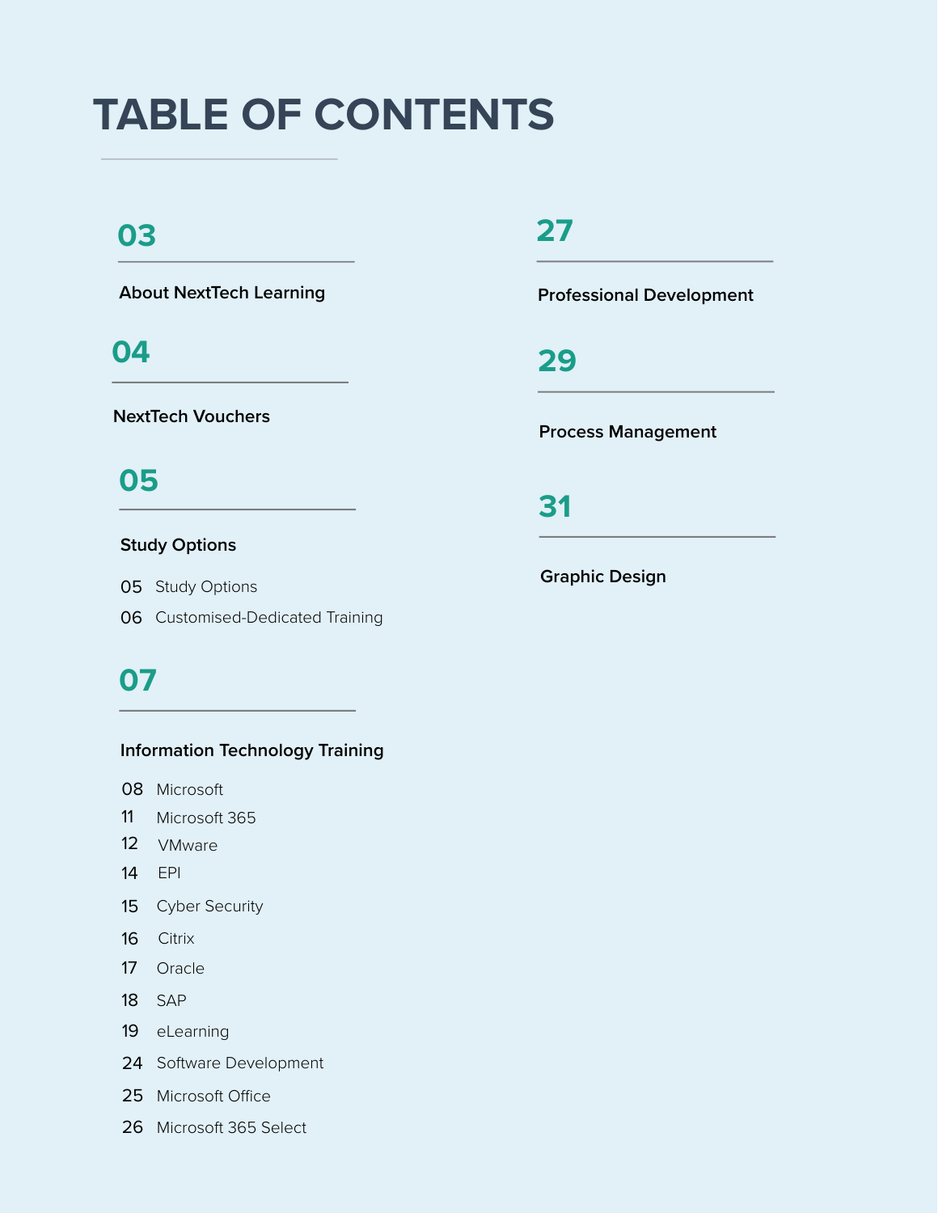# TABLE OF CONTENTS

**03**

**About NextTech Learning**

**04**

**NextTech Vouchers**

**05**

**Study Options**

- 05 Study Options
- 06 Customised-Dedicated Training

**07**

**Information Technology Training**

- 08 Microsoft
- 11 Microsoft 365
- 12 VMware
- 14 EPI
- 15 Cyber Security
- 16 Citrix
- 17 Oracle
- 18 SAP
- 19 eLearning
- 24 Software Development
- 25 Microsoft Office
- 26 Microsoft 365 Select

**27**

**Professional Development**

**29**

**Process Management**

**31**

**Graphic Design**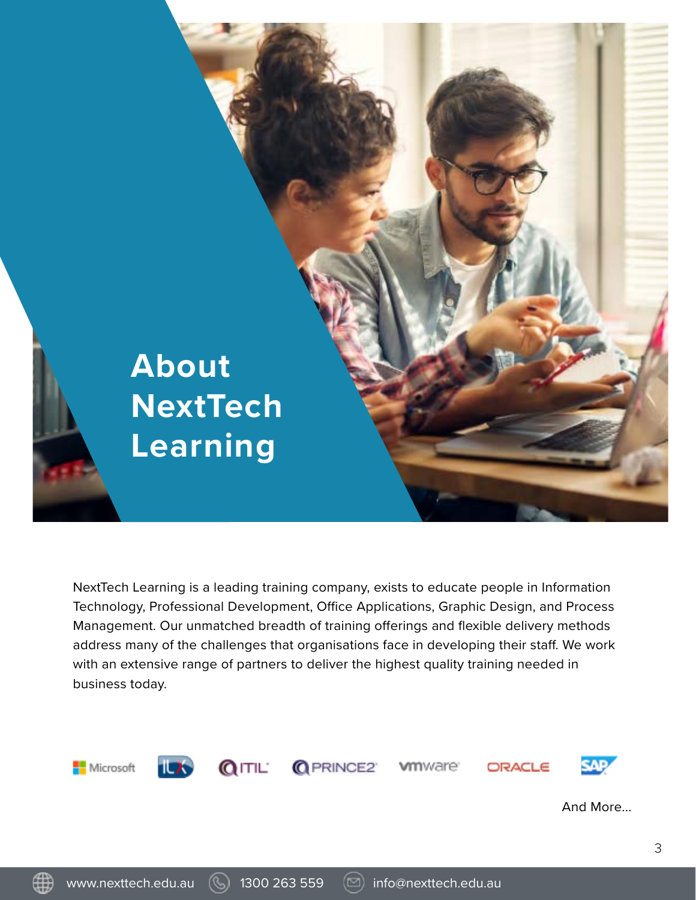# About NextTech Learning

NextTech Learning is a leading training company, exists to educate people in Information Technology, Professional Development, Office Applications, Graphic Design, and Process Management. Our unmatched breadth of training offerings and flexible delivery methods address many of the challenges that organisations face in developing their staff. We work with an extensive range of partners to deliver the highest quality training needed in business today.

Microsoft ILX ITIL PRINCE2 vmware ORACLE SAP

And More...

www.nexttech.edu.au 1300 263 559 info@nexttech.edu.au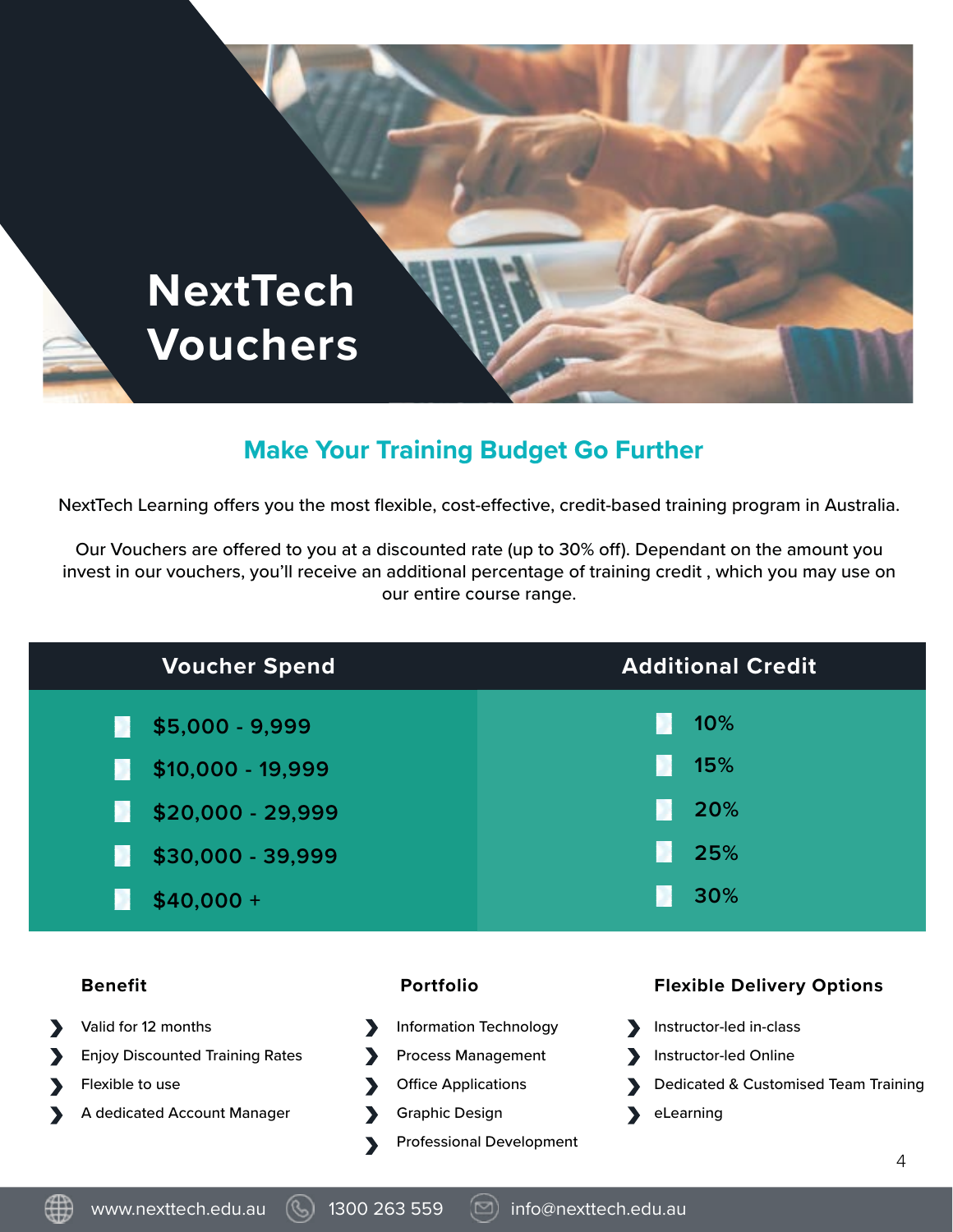# NextTech Vouchers

## Make Your Training Budget Go Further

NextTech Learning offers you the most flexible, cost-effective, credit-based training program in Australia.

Our Vouchers are offered to you at a discounted rate (up to 30% off). Dependant on the amount you invest in our vouchers, you'll receive an additional percentage of training credit , which you may use on our entire course range.

| Voucher Spend | Additional Credit |
|---|---|
| $5,000 - 9,999 | 10% |
| $10,000 - 19,999 | 15% |
| $20,000 - 29,999 | 20% |
| $30,000 - 39,999 | 25% |
| $40,000 + | 30% |

### Benefit

- Valid for 12 months
- Enjoy Discounted Training Rates
- Flexible to use
- A dedicated Account Manager

### Portfolio

- Information Technology
- Process Management
- Office Applications
- Graphic Design
- Professional Development

### Flexible Delivery Options

- Instructor-led in-class
- Instructor-led Online
- Dedicated & Customised Team Training
- eLearning

www.nexttech.edu.au 1300 263 559 info@nexttech.edu.au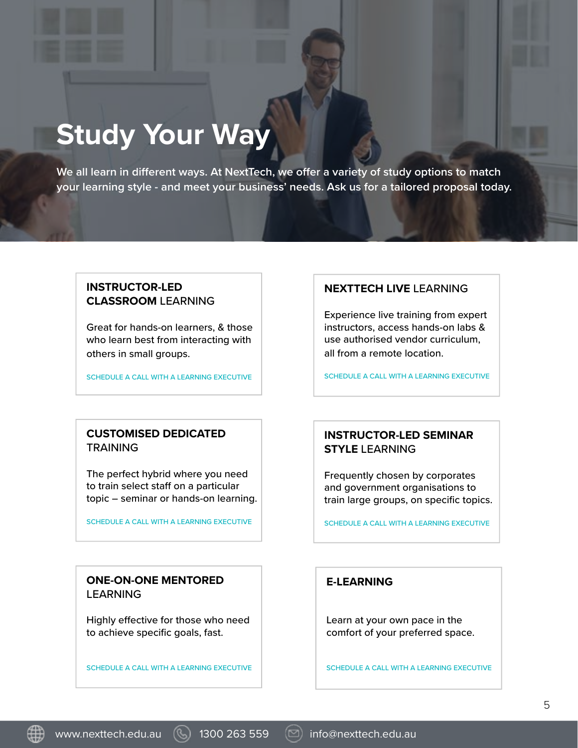# Study Your Way

We all learn in different ways. At NextTech, we offer a variety of study options to match your learning style - and meet your business' needs. Ask us for a tailored proposal today.

### **INSTRUCTOR-LED CLASSROOM** LEARNING

Great for hands-on learners, & those who learn best from interacting with others in small groups.

SCHEDULE A CALL WITH A LEARNING EXECUTIVE

### **NEXTTECH LIVE** LEARNING

Experience live training from expert instructors, access hands-on labs & use authorised vendor curriculum, all from a remote location.

SCHEDULE A CALL WITH A LEARNING EXECUTIVE

### **CUSTOMISED DEDICATED** TRAINING

The perfect hybrid where you need to train select staff on a particular topic – seminar or hands-on learning.

SCHEDULE A CALL WITH A LEARNING EXECUTIVE

### **INSTRUCTOR-LED SEMINAR STYLE** LEARNING

Frequently chosen by corporates and government organisations to train large groups, on specific topics.

SCHEDULE A CALL WITH A LEARNING EXECUTIVE

### **ONE-ON-ONE MENTORED** LEARNING

Highly effective for those who need to achieve specific goals, fast.

SCHEDULE A CALL WITH A LEARNING EXECUTIVE

### **E-LEARNING**

Learn at your own pace in the comfort of your preferred space.

SCHEDULE A CALL WITH A LEARNING EXECUTIVE

www.nexttech.edu.au 1300 263 559 info@nexttech.edu.au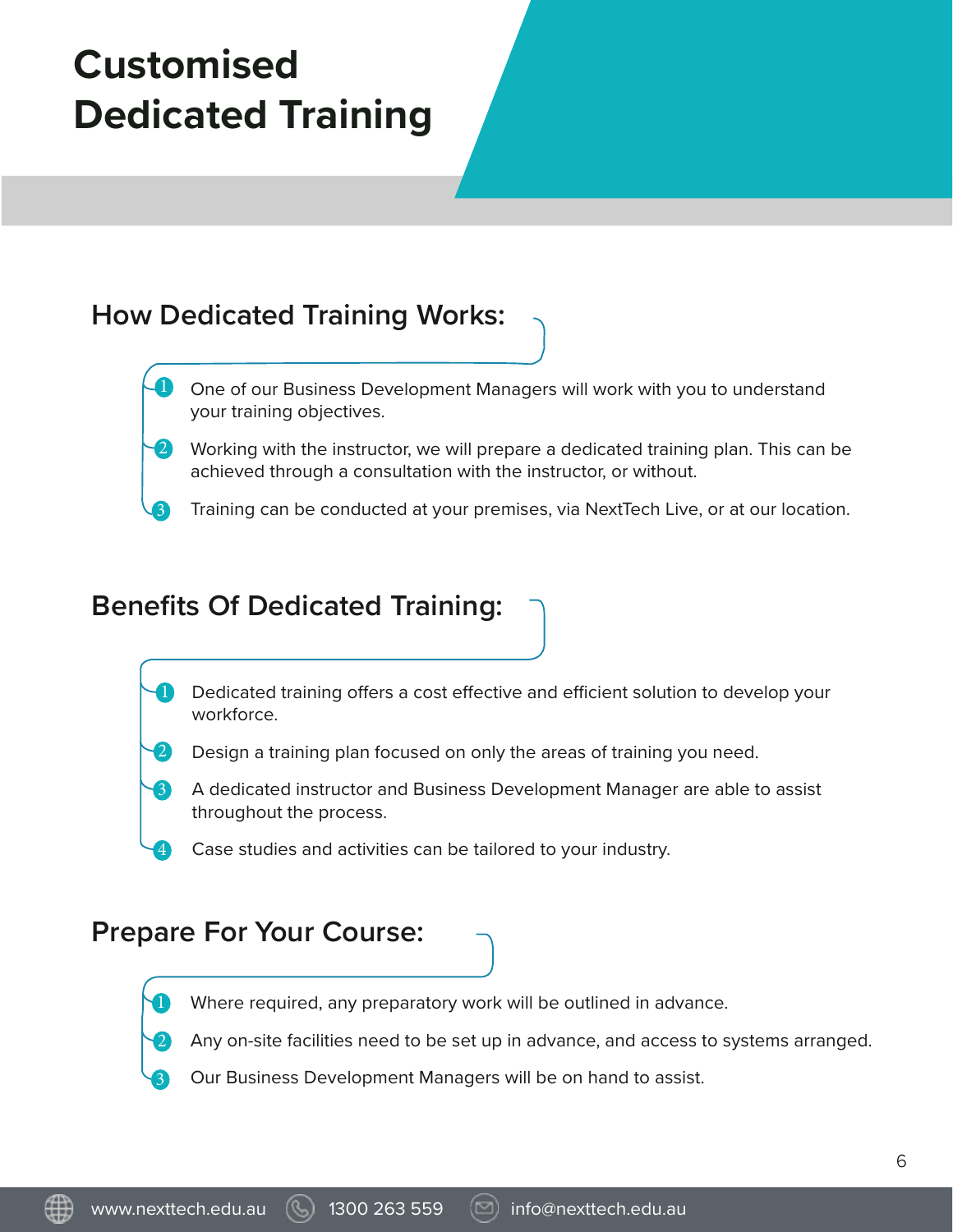# Customised Dedicated Training

## How Dedicated Training Works:

1. One of our Business Development Managers will work with you to understand your training objectives.
2. Working with the instructor, we will prepare a dedicated training plan. This can be achieved through a consultation with the instructor, or without.
3. Training can be conducted at your premises, via NextTech Live, or at our location.

## Benefits Of Dedicated Training:

1. Dedicated training offers a cost effective and efficient solution to develop your workforce.
2. Design a training plan focused on only the areas of training you need.
3. A dedicated instructor and Business Development Manager are able to assist throughout the process.
4. Case studies and activities can be tailored to your industry.

## Prepare For Your Course:

1. Where required, any preparatory work will be outlined in advance.
2. Any on-site facilities need to be set up in advance, and access to systems arranged.
3. Our Business Development Managers will be on hand to assist.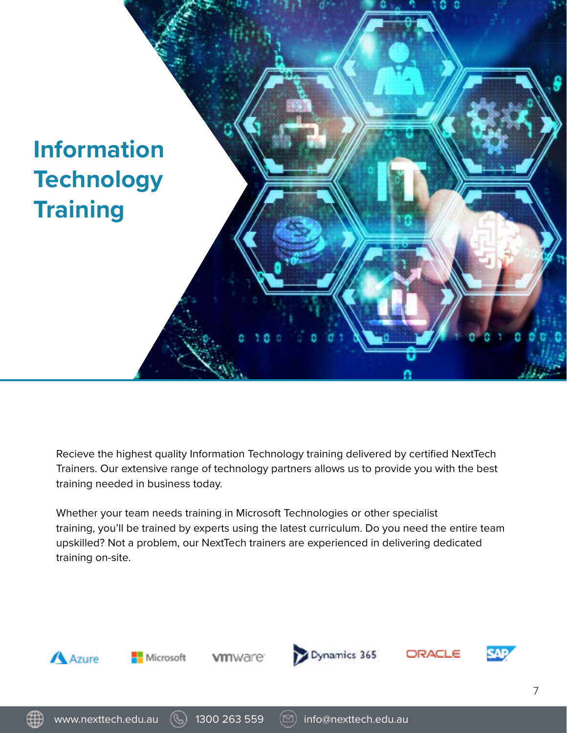# Information Technology Training

Recieve the highest quality Information Technology training delivered by certified NextTech Trainers. Our extensive range of technology partners allows us to provide you with the best training needed in business today.

Whether your team needs training in Microsoft Technologies or other specialist training, you'll be trained by experts using the latest curriculum. Do you need the entire team upskilled? Not a problem, our NextTech trainers are experienced in delivering dedicated training on-site.

Azure Microsoft vmware Dynamics 365 ORACLE SAP

www.nexttech.edu.au 1300 263 559 info@nexttech.edu.au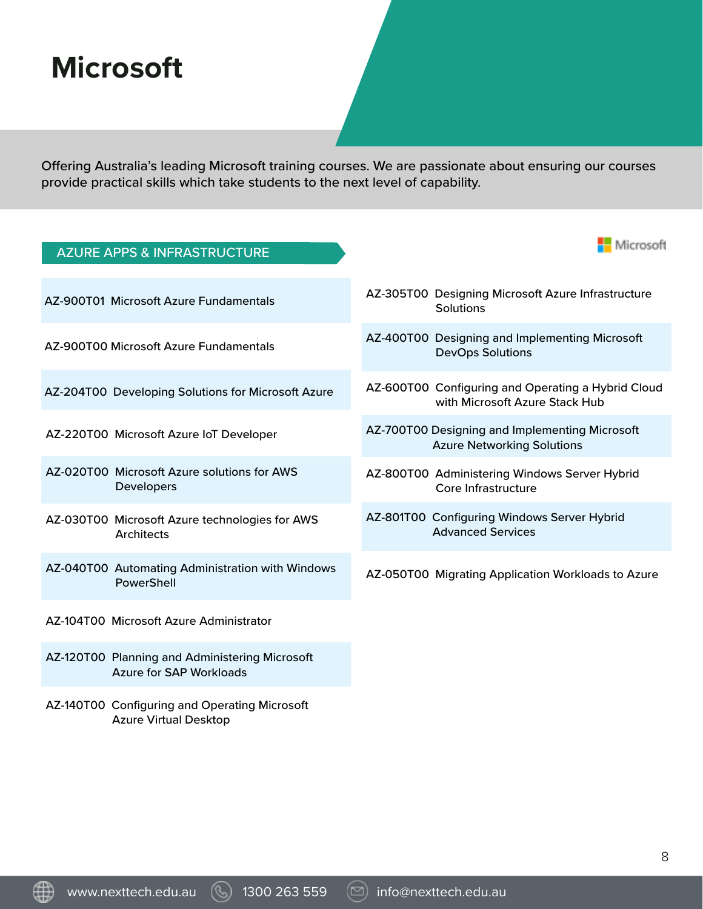# Microsoft

Offering Australia's leading Microsoft training courses. We are passionate about ensuring our courses provide practical skills which take students to the next level of capability.

## AZURE APPS & INFRASTRUCTURE

- AZ-900T01 Microsoft Azure Fundamentals
- AZ-900T00 Microsoft Azure Fundamentals
- AZ-204T00 Developing Solutions for Microsoft Azure
- AZ-220T00 Microsoft Azure IoT Developer
- AZ-020T00 Microsoft Azure solutions for AWS Developers
- AZ-030T00 Microsoft Azure technologies for AWS Architects
- AZ-040T00 Automating Administration with Windows PowerShell
- AZ-104T00 Microsoft Azure Administrator
- AZ-120T00 Planning and Administering Microsoft Azure for SAP Workloads
- AZ-140T00 Configuring and Operating Microsoft Azure Virtual Desktop
- AZ-305T00 Designing Microsoft Azure Infrastructure Solutions
- AZ-400T00 Designing and Implementing Microsoft DevOps Solutions
- AZ-600T00 Configuring and Operating a Hybrid Cloud with Microsoft Azure Stack Hub
- AZ-700T00 Designing and Implementing Microsoft Azure Networking Solutions
- AZ-800T00 Administering Windows Server Hybrid Core Infrastructure
- AZ-801T00 Configuring Windows Server Hybrid Advanced Services
- AZ-050T00 Migrating Application Workloads to Azure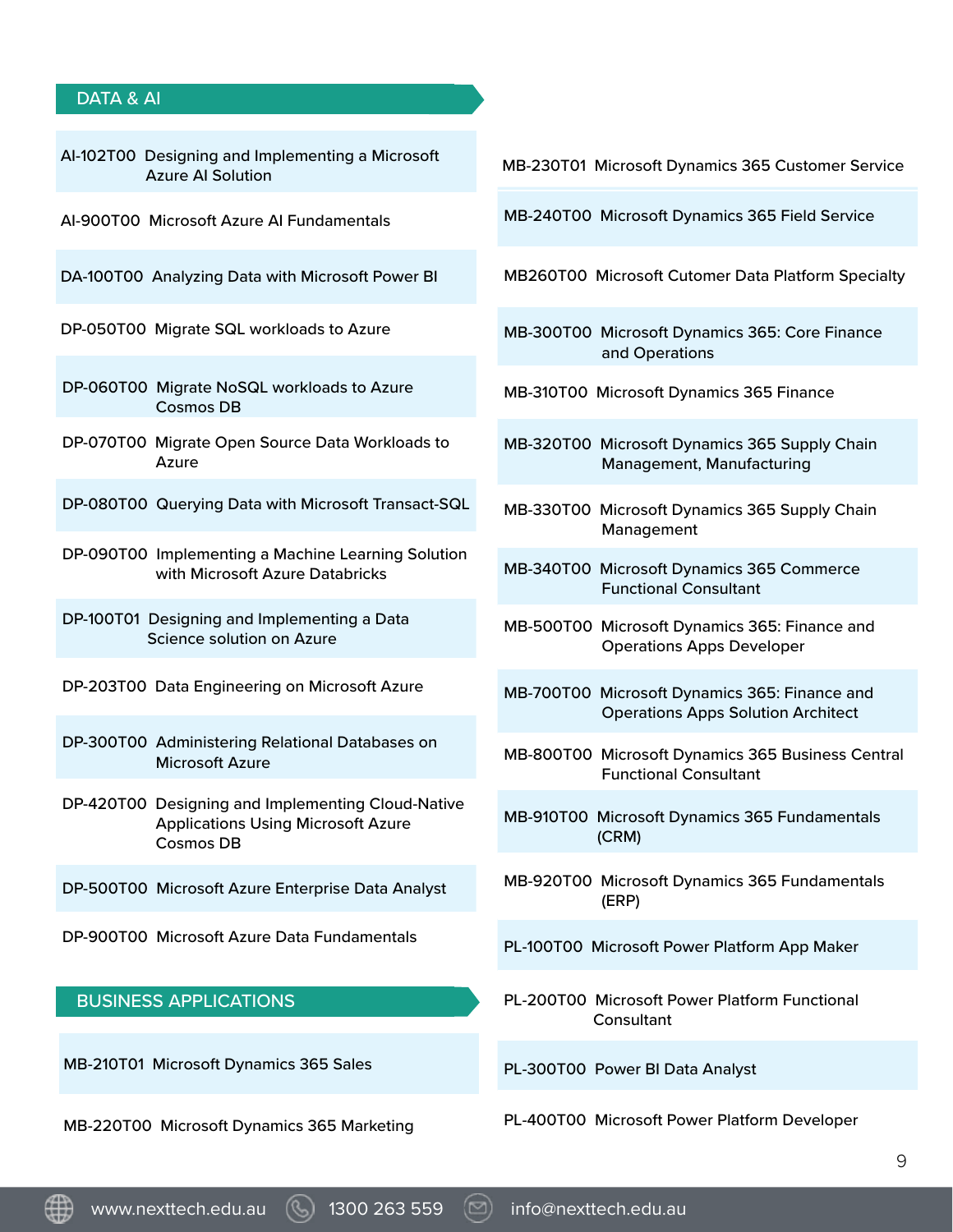## DATA & AI

- AI-102T00 Designing and Implementing a Microsoft Azure AI Solution
- AI-900T00 Microsoft Azure AI Fundamentals
- DA-100T00 Analyzing Data with Microsoft Power BI
- DP-050T00 Migrate SQL workloads to Azure
- DP-060T00 Migrate NoSQL workloads to Azure Cosmos DB
- DP-070T00 Migrate Open Source Data Workloads to Azure
- DP-080T00 Querying Data with Microsoft Transact-SQL
- DP-090T00 Implementing a Machine Learning Solution with Microsoft Azure Databricks
- DP-100T01 Designing and Implementing a Data Science solution on Azure
- DP-203T00 Data Engineering on Microsoft Azure
- DP-300T00 Administering Relational Databases on Microsoft Azure
- DP-420T00 Designing and Implementing Cloud-Native Applications Using Microsoft Azure Cosmos DB
- DP-500T00 Microsoft Azure Enterprise Data Analyst
- DP-900T00 Microsoft Azure Data Fundamentals

## BUSINESS APPLICATIONS

- MB-210T01 Microsoft Dynamics 365 Sales
- MB-220T00 Microsoft Dynamics 365 Marketing
- MB-230T01 Microsoft Dynamics 365 Customer Service
- MB-240T00 Microsoft Dynamics 365 Field Service
- MB260T00 Microsoft Cutomer Data Platform Specialty
- MB-300T00 Microsoft Dynamics 365: Core Finance and Operations
- MB-310T00 Microsoft Dynamics 365 Finance
- MB-320T00 Microsoft Dynamics 365 Supply Chain Management, Manufacturing
- MB-330T00 Microsoft Dynamics 365 Supply Chain Management
- MB-340T00 Microsoft Dynamics 365 Commerce Functional Consultant
- MB-500T00 Microsoft Dynamics 365: Finance and Operations Apps Developer
- MB-700T00 Microsoft Dynamics 365: Finance and Operations Apps Solution Architect
- MB-800T00 Microsoft Dynamics 365 Business Central Functional Consultant
- MB-910T00 Microsoft Dynamics 365 Fundamentals (CRM)
- MB-920T00 Microsoft Dynamics 365 Fundamentals (ERP)
- PL-100T00 Microsoft Power Platform App Maker
- PL-200T00 Microsoft Power Platform Functional Consultant
- PL-300T00 Power BI Data Analyst
- PL-400T00 Microsoft Power Platform Developer

www.nexttech.edu.au 1300 263 559 info@nexttech.edu.au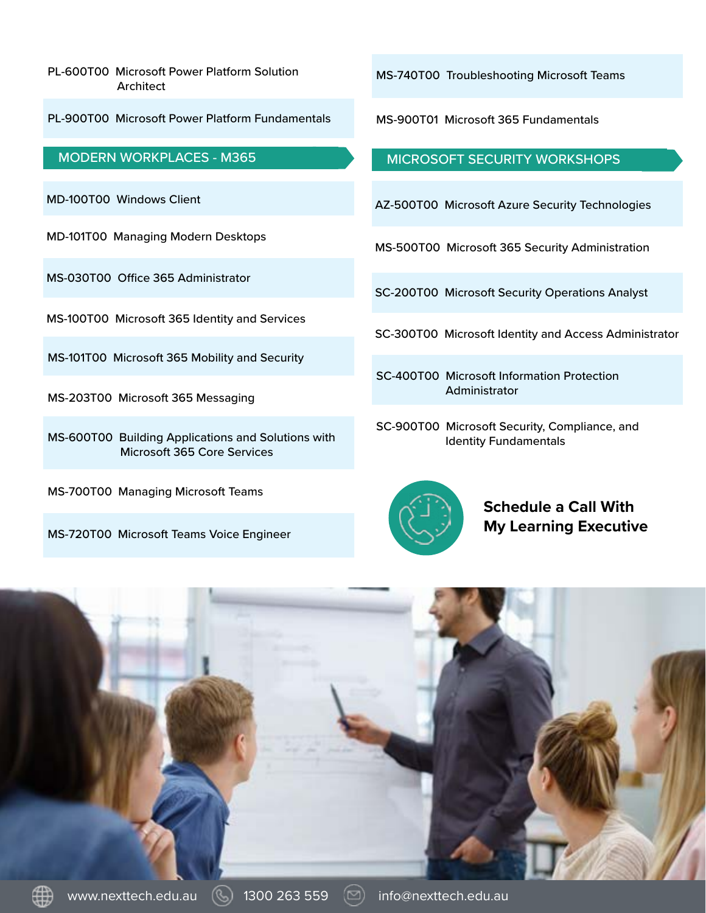- PL-600T00 Microsoft Power Platform Solution Architect
- PL-900T00 Microsoft Power Platform Fundamentals

## MODERN WORKPLACES - M365

- MD-100T00 Windows Client
- MD-101T00 Managing Modern Desktops
- MS-030T00 Office 365 Administrator
- MS-100T00 Microsoft 365 Identity and Services
- MS-101T00 Microsoft 365 Mobility and Security
- MS-203T00 Microsoft 365 Messaging
- MS-600T00 Building Applications and Solutions with Microsoft 365 Core Services
- MS-700T00 Managing Microsoft Teams
- MS-720T00 Microsoft Teams Voice Engineer
- MS-740T00 Troubleshooting Microsoft Teams
- MS-900T01 Microsoft 365 Fundamentals

## MICROSOFT SECURITY WORKSHOPS

- AZ-500T00 Microsoft Azure Security Technologies
- MS-500T00 Microsoft 365 Security Administration
- SC-200T00 Microsoft Security Operations Analyst
- SC-300T00 Microsoft Identity and Access Administrator
- SC-400T00 Microsoft Information Protection Administrator
- SC-900T00 Microsoft Security, Compliance, and Identity Fundamentals

**Schedule a Call With My Learning Executive**

www.nexttech.edu.au 1300 263 559 info@nexttech.edu.au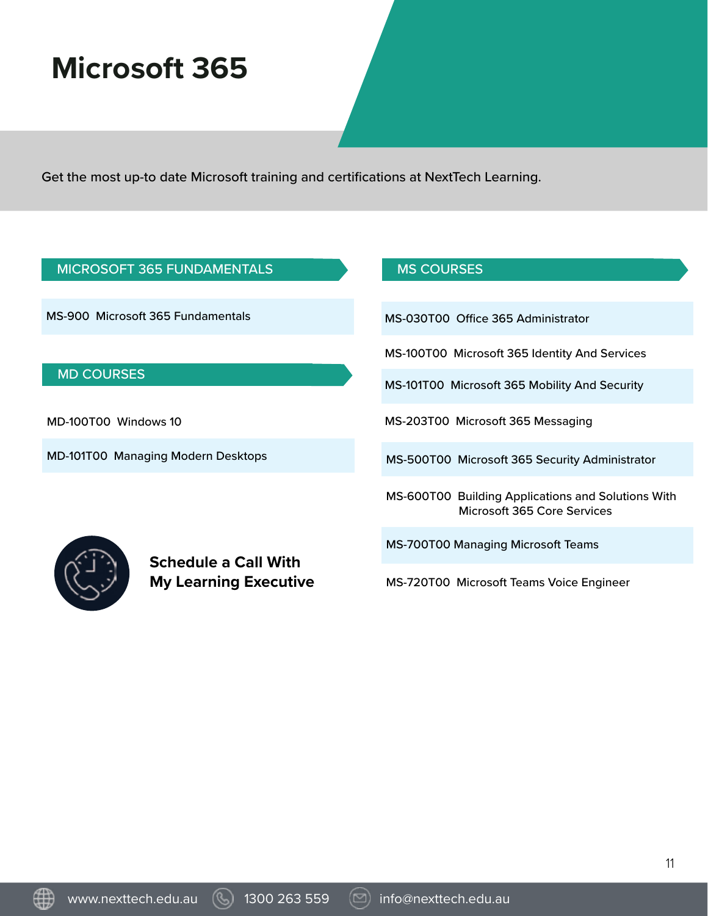# Microsoft 365

Get the most up-to date Microsoft training and certifications at NextTech Learning.

## MICROSOFT 365 FUNDAMENTALS

- MS-900 Microsoft 365 Fundamentals

## MD COURSES

- MD-100T00 Windows 10
- MD-101T00 Managing Modern Desktops

**Schedule a Call With My Learning Executive**

## MS COURSES

- MS-030T00 Office 365 Administrator
- MS-100T00 Microsoft 365 Identity And Services
- MS-101T00 Microsoft 365 Mobility And Security
- MS-203T00 Microsoft 365 Messaging
- MS-500T00 Microsoft 365 Security Administrator
- MS-600T00 Building Applications and Solutions With Microsoft 365 Core Services
- MS-700T00 Managing Microsoft Teams
- MS-720T00 Microsoft Teams Voice Engineer

www.nexttech.edu.au 1300 263 559 info@nexttech.edu.au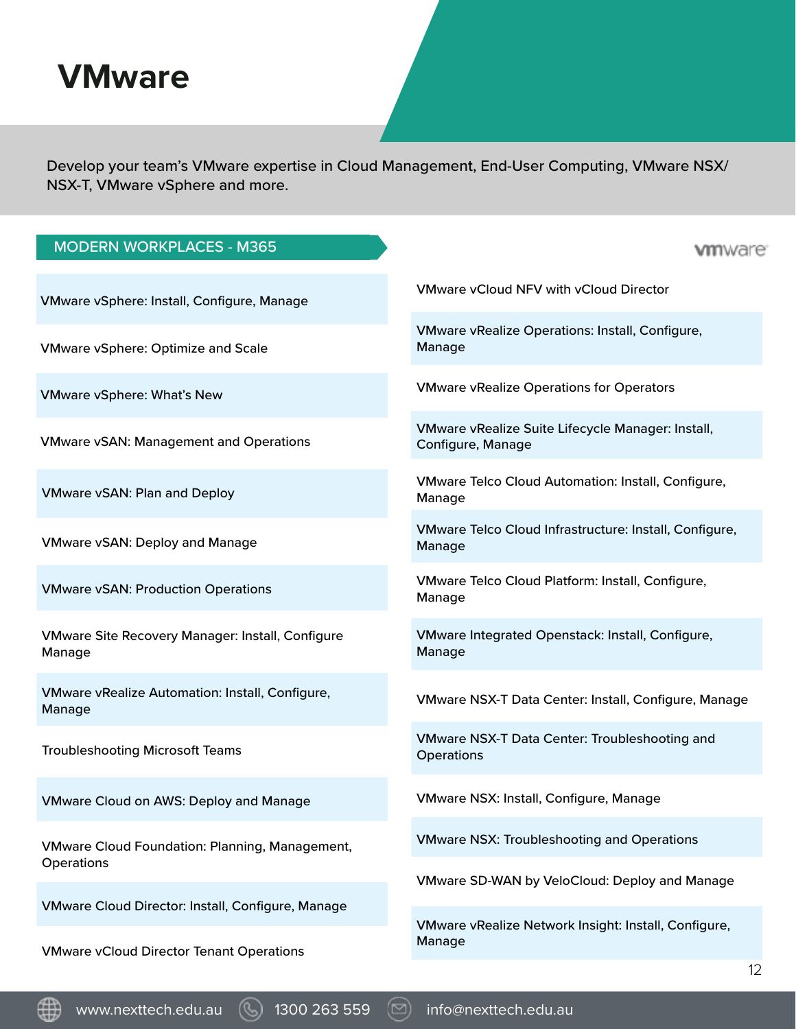# VMware

Develop your team's VMware expertise in Cloud Management, End-User Computing, VMware NSX/ NSX-T, VMware vSphere and more.

## MODERN WORKPLACES - M365

- VMware vSphere: Install, Configure, Manage
- VMware vSphere: Optimize and Scale
- VMware vSphere: What's New
- VMware vSAN: Management and Operations
- VMware vSAN: Plan and Deploy
- VMware vSAN: Deploy and Manage
- VMware vSAN: Production Operations
- VMware Site Recovery Manager: Install, Configure Manage
- VMware vRealize Automation: Install, Configure, Manage
- Troubleshooting Microsoft Teams
- VMware Cloud on AWS: Deploy and Manage
- VMware Cloud Foundation: Planning, Management, Operations
- VMware Cloud Director: Install, Configure, Manage
- VMware vCloud Director Tenant Operations
- VMware vCloud NFV with vCloud Director
- VMware vRealize Operations: Install, Configure, Manage
- VMware vRealize Operations for Operators
- VMware vRealize Suite Lifecycle Manager: Install, Configure, Manage
- VMware Telco Cloud Automation: Install, Configure, Manage
- VMware Telco Cloud Infrastructure: Install, Configure, Manage
- VMware Telco Cloud Platform: Install, Configure, Manage
- VMware Integrated Openstack: Install, Configure, Manage
- VMware NSX-T Data Center: Install, Configure, Manage
- VMware NSX-T Data Center: Troubleshooting and Operations
- VMware NSX: Install, Configure, Manage
- VMware NSX: Troubleshooting and Operations
- VMware SD-WAN by VeloCloud: Deploy and Manage
- VMware vRealize Network Insight: Install, Configure, Manage

www.nexttech.edu.au 1300 263 559 info@nexttech.edu.au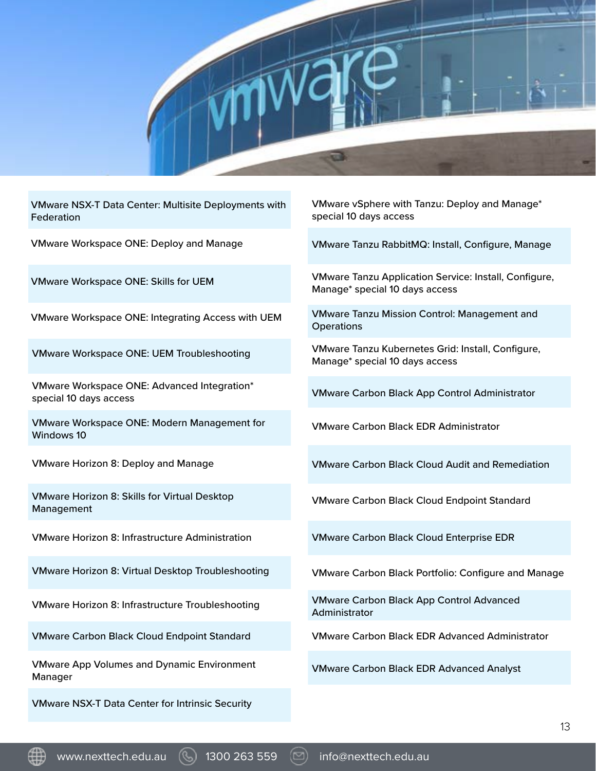- VMware NSX-T Data Center: Multisite Deployments with Federation
- VMware Workspace ONE: Deploy and Manage
- VMware Workspace ONE: Skills for UEM
- VMware Workspace ONE: Integrating Access with UEM
- VMware Workspace ONE: UEM Troubleshooting
- VMware Workspace ONE: Advanced Integration* special 10 days access
- VMware Workspace ONE: Modern Management for Windows 10
- VMware Horizon 8: Deploy and Manage
- VMware Horizon 8: Skills for Virtual Desktop Management
- VMware Horizon 8: Infrastructure Administration
- VMware Horizon 8: Virtual Desktop Troubleshooting
- VMware Horizon 8: Infrastructure Troubleshooting
- VMware Carbon Black Cloud Endpoint Standard
- VMware App Volumes and Dynamic Environment Manager
- VMware NSX-T Data Center for Intrinsic Security
- VMware vSphere with Tanzu: Deploy and Manage* special 10 days access
- VMware Tanzu RabbitMQ: Install, Configure, Manage
- VMware Tanzu Application Service: Install, Configure, Manage* special 10 days access
- VMware Tanzu Mission Control: Management and Operations
- VMware Tanzu Kubernetes Grid: Install, Configure, Manage* special 10 days access
- VMware Carbon Black App Control Administrator
- VMware Carbon Black EDR Administrator
- VMware Carbon Black Cloud Audit and Remediation
- VMware Carbon Black Cloud Endpoint Standard
- VMware Carbon Black Cloud Enterprise EDR
- VMware Carbon Black Portfolio: Configure and Manage
- VMware Carbon Black App Control Advanced Administrator
- VMware Carbon Black EDR Advanced Administrator
- VMware Carbon Black EDR Advanced Analyst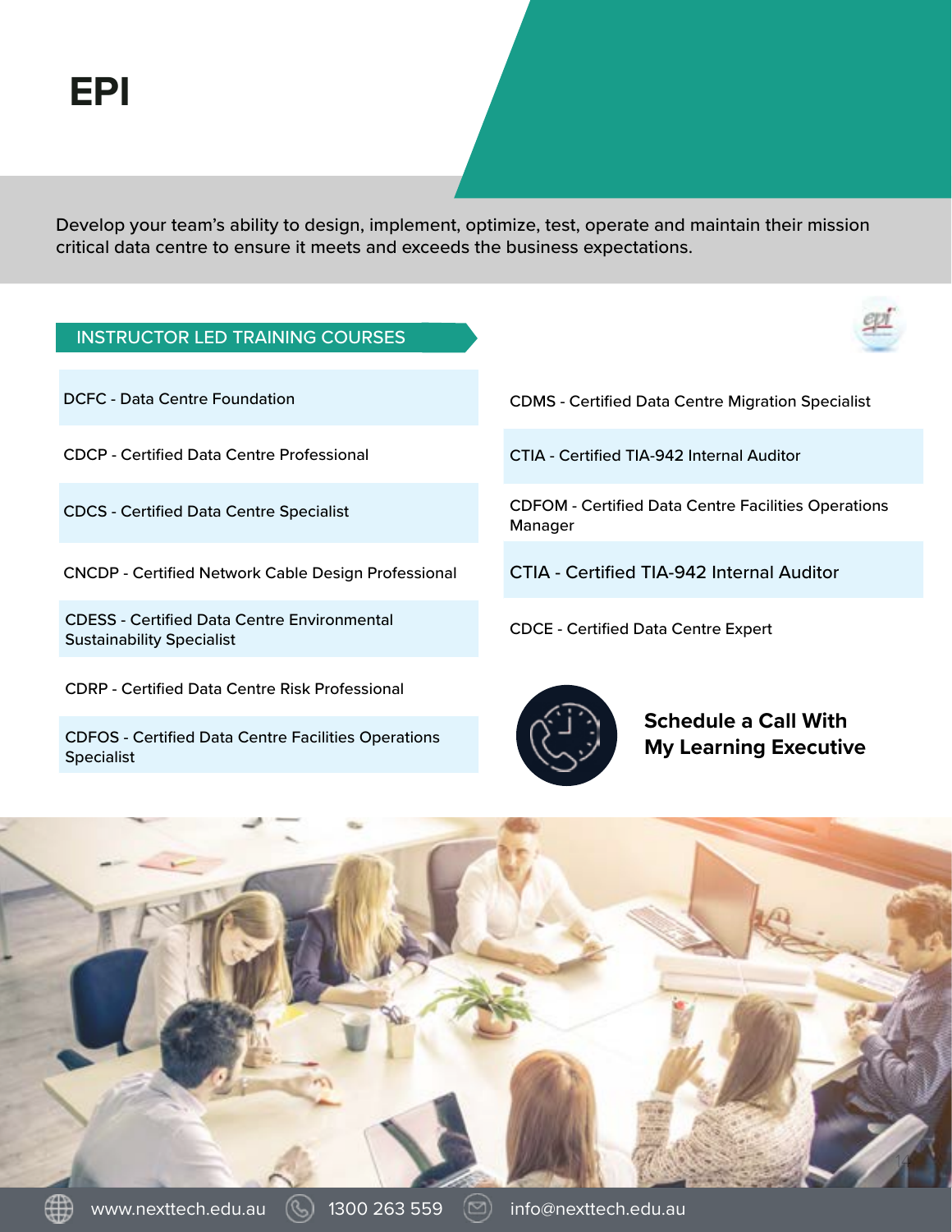# EPI

Develop your team's ability to design, implement, optimize, test, operate and maintain their mission critical data centre to ensure it meets and exceeds the business expectations.

## INSTRUCTOR LED TRAINING COURSES

- DCFC - Data Centre Foundation
- CDCP - Certified Data Centre Professional
- CDCS - Certified Data Centre Specialist
- CNCDP - Certified Network Cable Design Professional
- CDESS - Certified Data Centre Environmental Sustainability Specialist
- CDRP - Certified Data Centre Risk Professional
- CDFOS - Certified Data Centre Facilities Operations Specialist
- CDMS - Certified Data Centre Migration Specialist
- CTIA - Certified TIA-942 Internal Auditor
- CDFOM - Certified Data Centre Facilities Operations Manager
- CTIA - Certified TIA-942 Internal Auditor
- CDCE - Certified Data Centre Expert

**Schedule a Call With My Learning Executive**

www.nexttech.edu.au 1300 263 559 info@nexttech.edu.au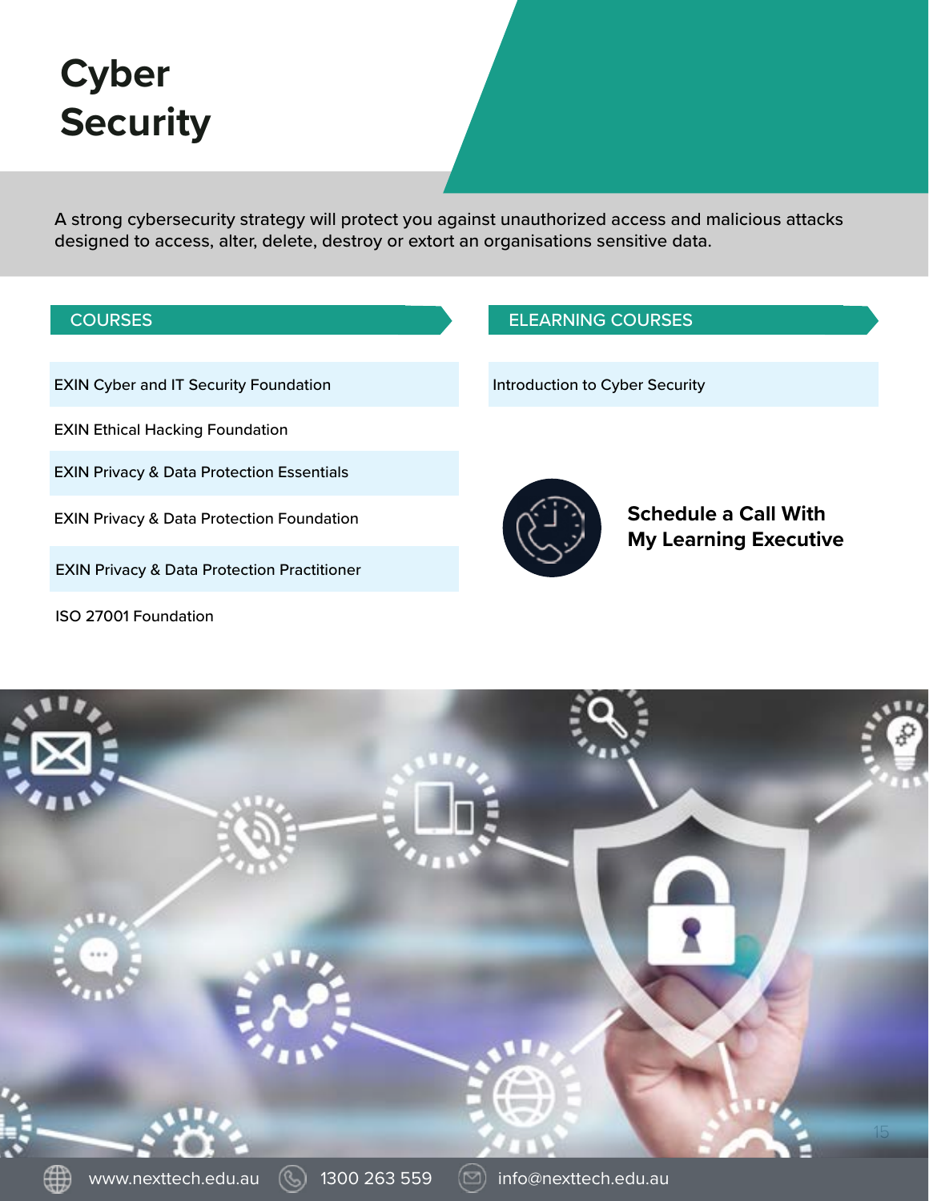# Cyber Security

A strong cybersecurity strategy will protect you against unauthorized access and malicious attacks designed to access, alter, delete, destroy or extort an organisations sensitive data.

## COURSES

- EXIN Cyber and IT Security Foundation
- EXIN Ethical Hacking Foundation
- EXIN Privacy & Data Protection Essentials
- EXIN Privacy & Data Protection Foundation
- EXIN Privacy & Data Protection Practitioner
- ISO 27001 Foundation

## ELEARNING COURSES

- Introduction to Cyber Security

**Schedule a Call With My Learning Executive**

www.nexttech.edu.au 1300 263 559 info@nexttech.edu.au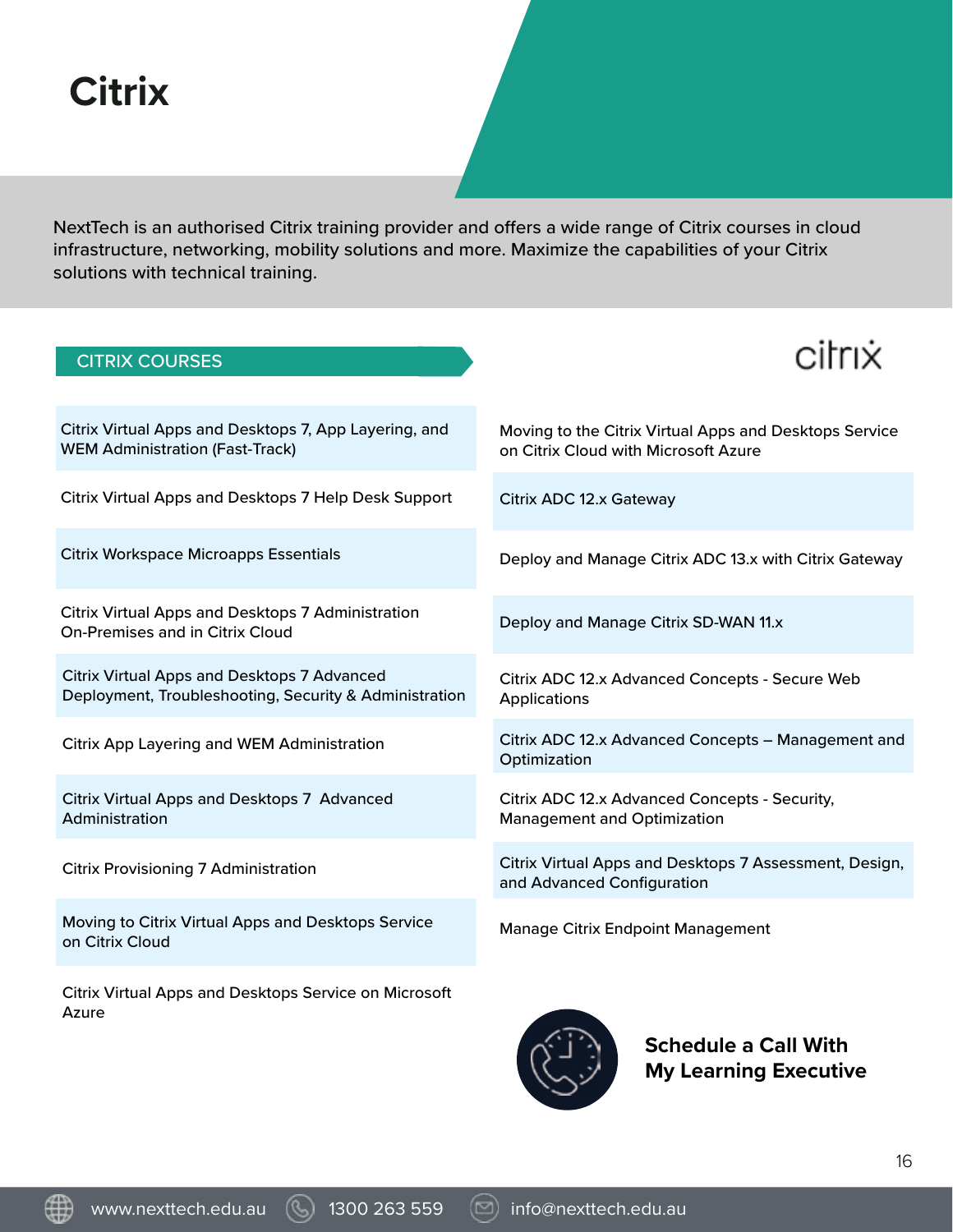# Citrix

NextTech is an authorised Citrix training provider and offers a wide range of Citrix courses in cloud infrastructure, networking, mobility solutions and more. Maximize the capabilities of your Citrix solutions with technical training.

## CITRIX COURSES

- Citrix Virtual Apps and Desktops 7, App Layering, and WEM Administration (Fast-Track)
- Citrix Virtual Apps and Desktops 7 Help Desk Support
- Citrix Workspace Microapps Essentials
- Citrix Virtual Apps and Desktops 7 Administration On-Premises and in Citrix Cloud
- Citrix Virtual Apps and Desktops 7 Advanced Deployment, Troubleshooting, Security & Administration
- Citrix App Layering and WEM Administration
- Citrix Virtual Apps and Desktops 7 Advanced Administration
- Citrix Provisioning 7 Administration
- Moving to Citrix Virtual Apps and Desktops Service on Citrix Cloud
- Citrix Virtual Apps and Desktops Service on Microsoft Azure
- Moving to the Citrix Virtual Apps and Desktops Service on Citrix Cloud with Microsoft Azure
- Citrix ADC 12.x Gateway
- Deploy and Manage Citrix ADC 13.x with Citrix Gateway
- Deploy and Manage Citrix SD-WAN 11.x
- Citrix ADC 12.x Advanced Concepts - Secure Web Applications
- Citrix ADC 12.x Advanced Concepts – Management and Optimization
- Citrix ADC 12.x Advanced Concepts - Security, Management and Optimization
- Citrix Virtual Apps and Desktops 7 Assessment, Design, and Advanced Configuration
- Manage Citrix Endpoint Management

**Schedule a Call With My Learning Executive**

www.nexttech.edu.au | 1300 263 559 | info@nexttech.edu.au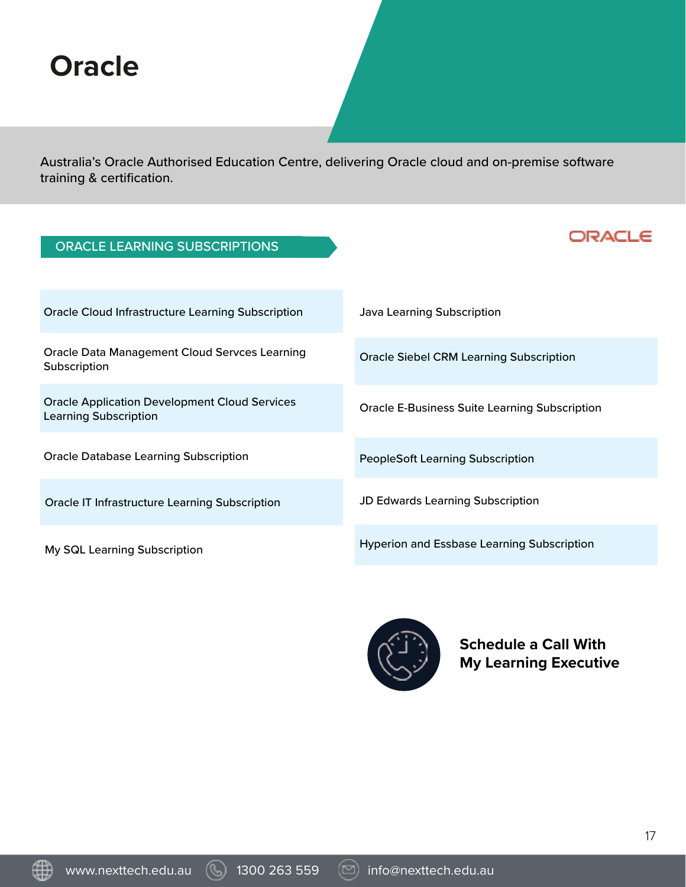# Oracle

Australia's Oracle Authorised Education Centre, delivering Oracle cloud and on-premise software training & certification.

## ORACLE LEARNING SUBSCRIPTIONS

ORACLE

- Oracle Cloud Infrastructure Learning Subscription
- Oracle Data Management Cloud Servces Learning Subscription
- Oracle Application Development Cloud Services Learning Subscription
- Oracle Database Learning Subscription
- Oracle IT Infrastructure Learning Subscription
- My SQL Learning Subscription
- Java Learning Subscription
- Oracle Siebel CRM Learning Subscription
- Oracle E-Business Suite Learning Subscription
- PeopleSoft Learning Subscription
- JD Edwards Learning Subscription
- Hyperion and Essbase Learning Subscription

**Schedule a Call With My Learning Executive**

www.nexttech.edu.au 1300 263 559 info@nexttech.edu.au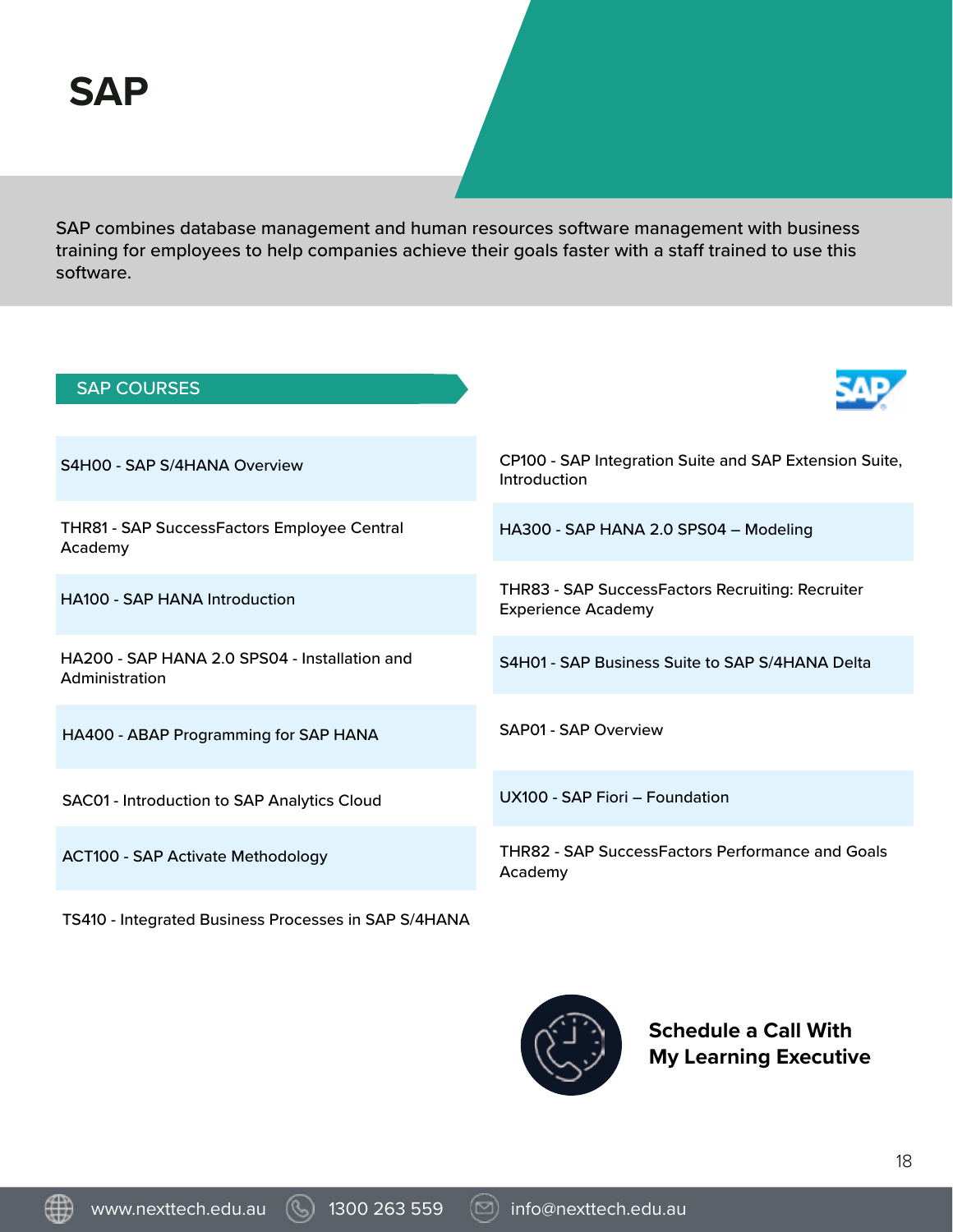# SAP

SAP combines database management and human resources software management with business training for employees to help companies achieve their goals faster with a staff trained to use this software.

## SAP COURSES

- S4H00 - SAP S/4HANA Overview
- THR81 - SAP SuccessFactors Employee Central Academy
- HA100 - SAP HANA Introduction
- HA200 - SAP HANA 2.0 SPS04 - Installation and Administration
- HA400 - ABAP Programming for SAP HANA
- SAC01 - Introduction to SAP Analytics Cloud
- ACT100 - SAP Activate Methodology
- TS410 - Integrated Business Processes in SAP S/4HANA
- CP100 - SAP Integration Suite and SAP Extension Suite, Introduction
- HA300 - SAP HANA 2.0 SPS04 – Modeling
- THR83 - SAP SuccessFactors Recruiting: Recruiter Experience Academy
- S4H01 - SAP Business Suite to SAP S/4HANA Delta
- SAP01 - SAP Overview
- UX100 - SAP Fiori – Foundation
- THR82 - SAP SuccessFactors Performance and Goals Academy

**Schedule a Call With My Learning Executive**

www.nexttech.edu.au 1300 263 559 info@nexttech.edu.au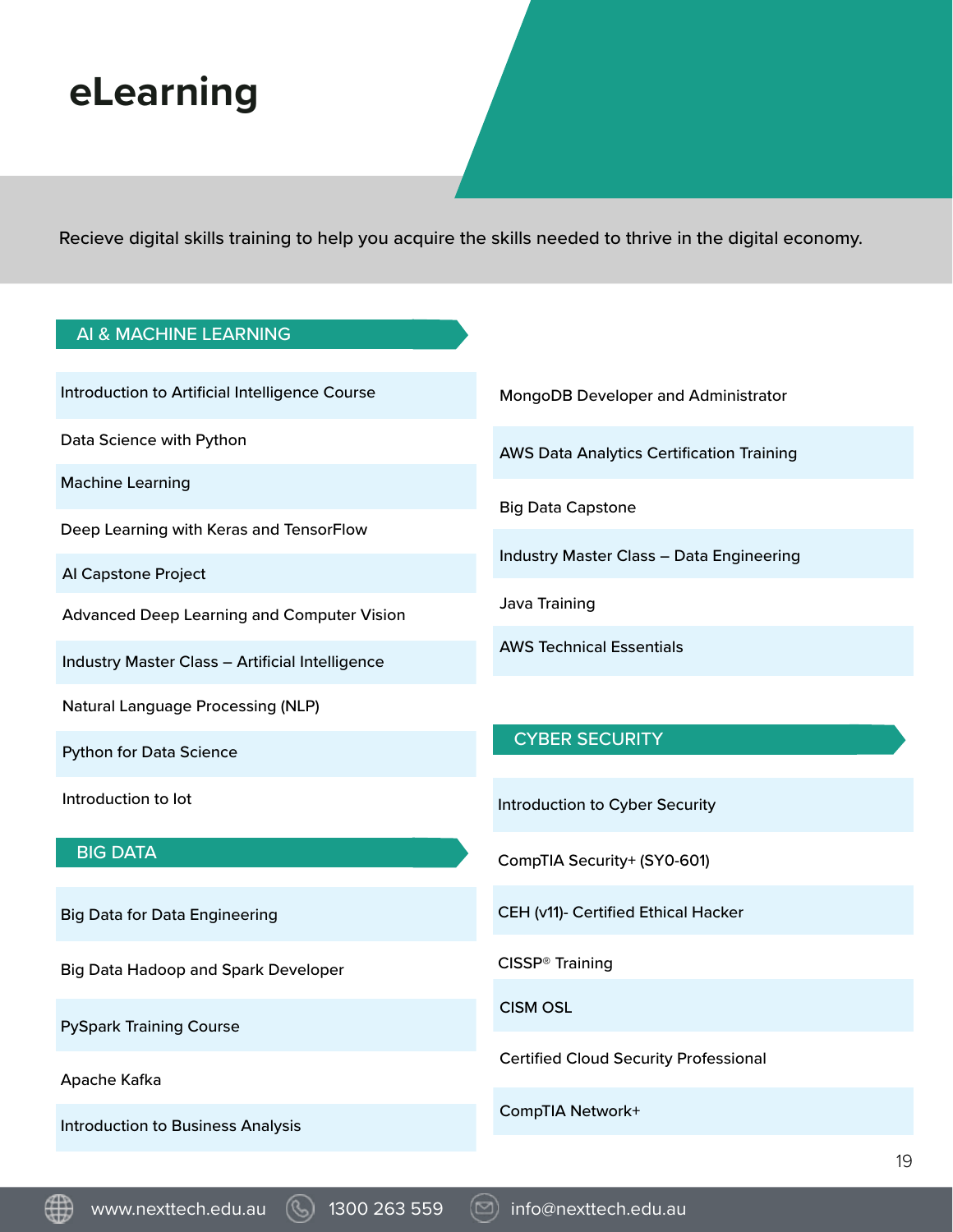# eLearning

Recieve digital skills training to help you acquire the skills needed to thrive in the digital economy.

## AI & MACHINE LEARNING

- Introduction to Artificial Intelligence Course
- Data Science with Python
- Machine Learning
- Deep Learning with Keras and TensorFlow
- AI Capstone Project
- Advanced Deep Learning and Computer Vision
- Industry Master Class – Artificial Intelligence
- Natural Language Processing (NLP)
- Python for Data Science
- Introduction to Iot

## BIG DATA

- Big Data for Data Engineering
- Big Data Hadoop and Spark Developer
- PySpark Training Course
- Apache Kafka
- Introduction to Business Analysis
- MongoDB Developer and Administrator
- AWS Data Analytics Certification Training
- Big Data Capstone
- Industry Master Class – Data Engineering
- Java Training
- AWS Technical Essentials

## CYBER SECURITY

- Introduction to Cyber Security
- CompTIA Security+ (SY0-601)
- CEH (v11)- Certified Ethical Hacker
- CISSP® Training
- CISM OSL
- Certified Cloud Security Professional
- CompTIA Network+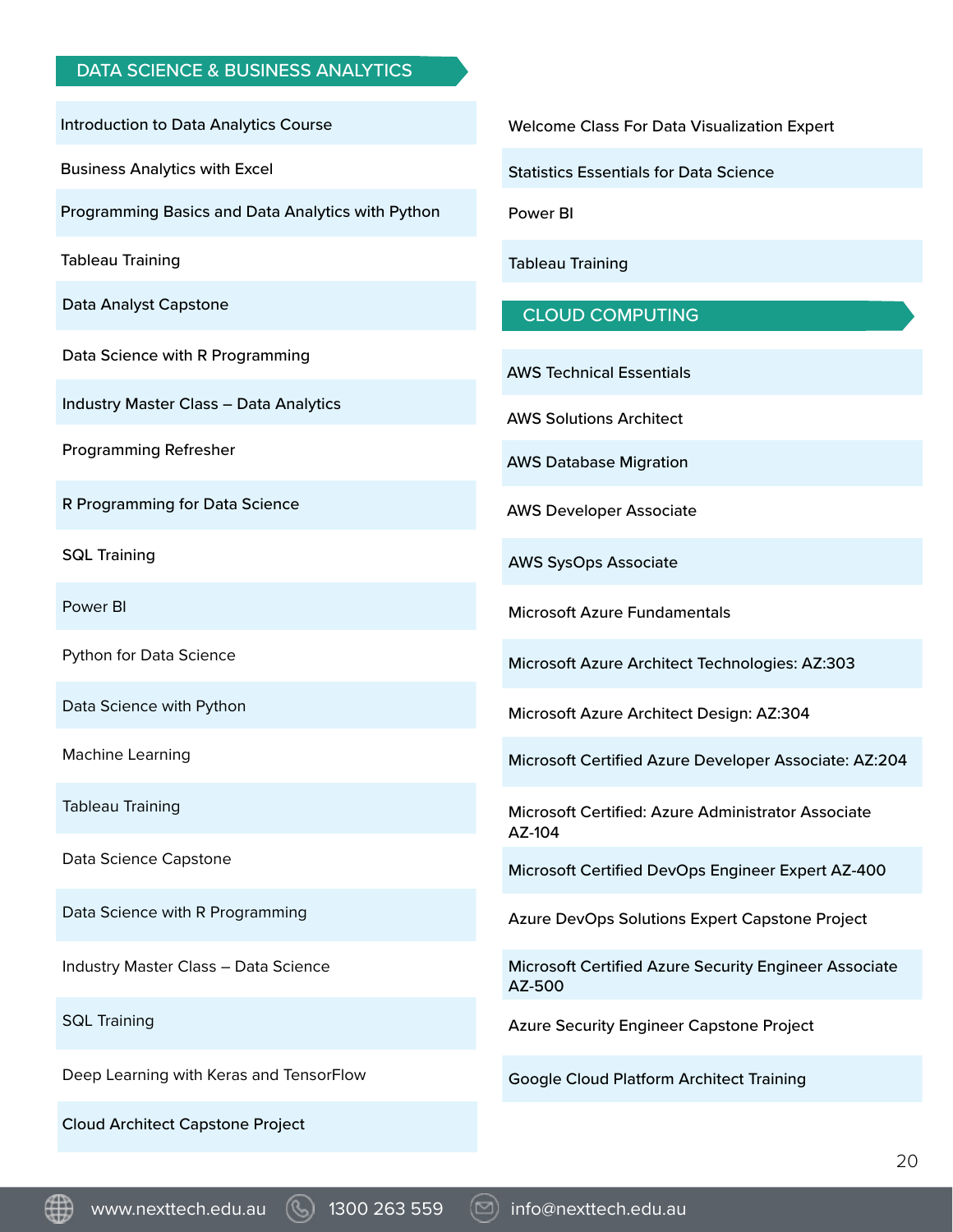## DATA SCIENCE & BUSINESS ANALYTICS

- Introduction to Data Analytics Course
- Business Analytics with Excel
- Programming Basics and Data Analytics with Python
- Tableau Training
- Data Analyst Capstone
- Data Science with R Programming
- Industry Master Class – Data Analytics
- Programming Refresher
- R Programming for Data Science
- SQL Training
- Power BI
- Python for Data Science
- Data Science with Python
- Machine Learning
- Tableau Training
- Data Science Capstone
- Data Science with R Programming
- Industry Master Class – Data Science
- SQL Training
- Deep Learning with Keras and TensorFlow
- Cloud Architect Capstone Project
- Welcome Class For Data Visualization Expert
- Statistics Essentials for Data Science
- Power BI
- Tableau Training

## CLOUD COMPUTING

- AWS Technical Essentials
- AWS Solutions Architect
- AWS Database Migration
- AWS Developer Associate
- AWS SysOps Associate
- Microsoft Azure Fundamentals
- Microsoft Azure Architect Technologies: AZ:303
- Microsoft Azure Architect Design: AZ:304
- Microsoft Certified Azure Developer Associate: AZ:204
- Microsoft Certified: Azure Administrator Associate AZ-104
- Microsoft Certified DevOps Engineer Expert AZ-400
- Azure DevOps Solutions Expert Capstone Project
- Microsoft Certified Azure Security Engineer Associate AZ-500
- Azure Security Engineer Capstone Project
- Google Cloud Platform Architect Training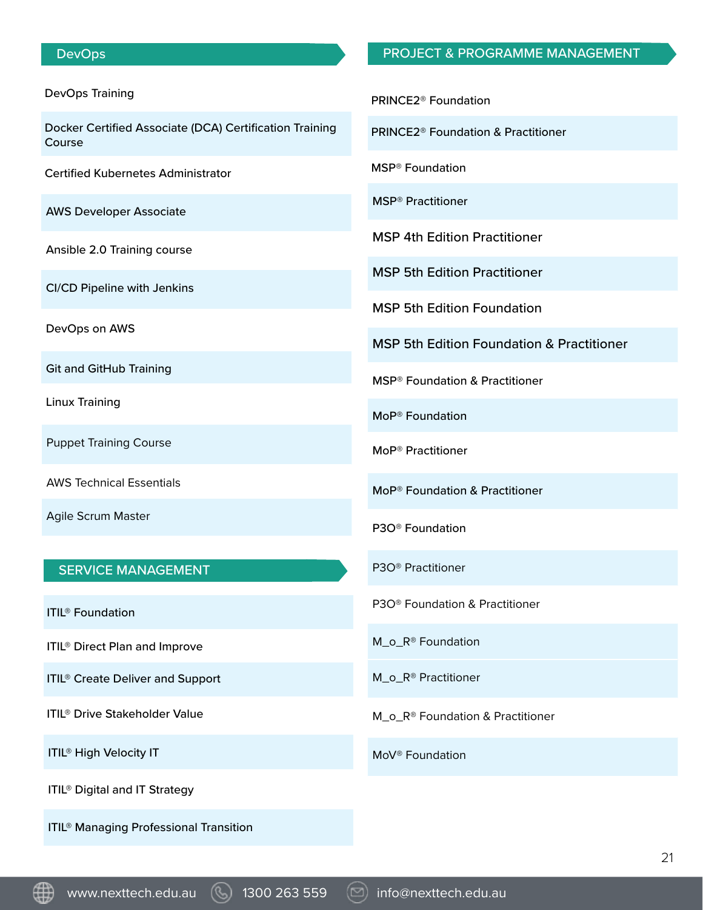## DevOps

- DevOps Training
- Docker Certified Associate (DCA) Certification Training Course
- Certified Kubernetes Administrator
- AWS Developer Associate
- Ansible 2.0 Training course
- CI/CD Pipeline with Jenkins
- DevOps on AWS
- Git and GitHub Training
- Linux Training
- Puppet Training Course
- AWS Technical Essentials
- Agile Scrum Master

## SERVICE MANAGEMENT

- ITIL® Foundation
- ITIL® Direct Plan and Improve
- ITIL® Create Deliver and Support
- ITIL® Drive Stakeholder Value
- ITIL® High Velocity IT
- ITIL® Digital and IT Strategy
- ITIL® Managing Professional Transition

## PROJECT & PROGRAMME MANAGEMENT

- PRINCE2® Foundation
- PRINCE2® Foundation & Practitioner
- MSP® Foundation
- MSP® Practitioner
- MSP 4th Edition Practitioner
- MSP 5th Edition Practitioner
- MSP 5th Edition Foundation
- MSP 5th Edition Foundation & Practitioner
- MSP® Foundation & Practitioner
- MoP® Foundation
- MoP® Practitioner
- MoP® Foundation & Practitioner
- P3O® Foundation
- P3O® Practitioner
- P3O® Foundation & Practitioner
- M_o_R® Foundation
- M_o_R® Practitioner
- M_o_R® Foundation & Practitioner
- MoV® Foundation

www.nexttech.edu.au 1300 263 559 info@nexttech.edu.au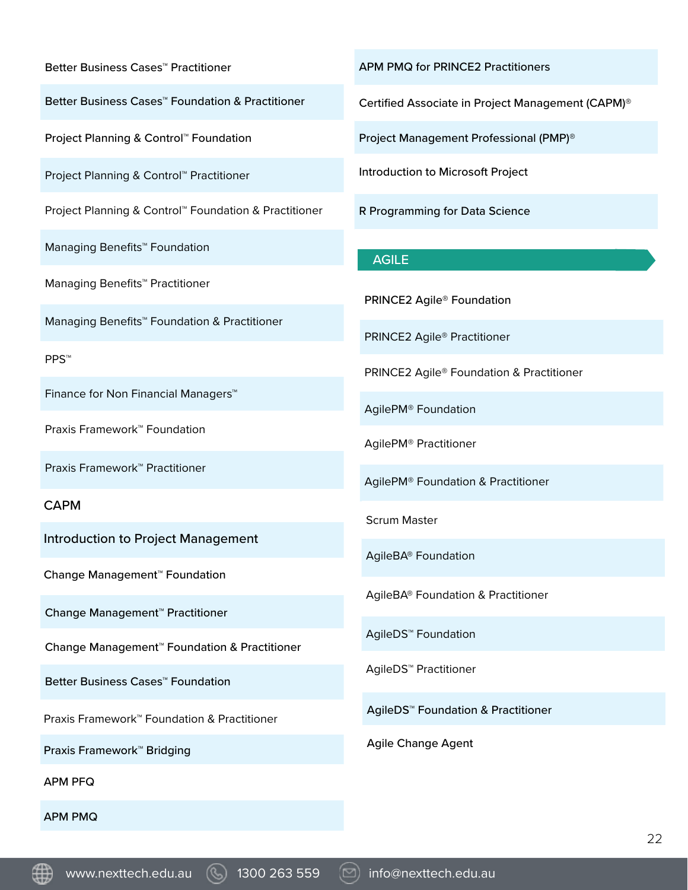- Better Business Cases™ Practitioner
- Better Business Cases™ Foundation & Practitioner
- Project Planning & Control™ Foundation
- Project Planning & Control™ Practitioner
- Project Planning & Control™ Foundation & Practitioner
- Managing Benefits™ Foundation
- Managing Benefits™ Practitioner
- Managing Benefits™ Foundation & Practitioner
- PPS™
- Finance for Non Financial Managers™
- Praxis Framework™ Foundation
- Praxis Framework™ Practitioner
- CAPM
- Introduction to Project Management
- Change Management™ Foundation
- Change Management™ Practitioner
- Change Management™ Foundation & Practitioner
- Better Business Cases™ Foundation
- Praxis Framework™ Foundation & Practitioner
- Praxis Framework™ Bridging
- APM PFQ
- APM PMQ
- APM PMQ for PRINCE2 Practitioners
- Certified Associate in Project Management (CAPM)®
- Project Management Professional (PMP)®
- Introduction to Microsoft Project
- R Programming for Data Science

## AGILE

- PRINCE2 Agile® Foundation
- PRINCE2 Agile® Practitioner
- PRINCE2 Agile® Foundation & Practitioner
- AgilePM® Foundation
- AgilePM® Practitioner
- AgilePM® Foundation & Practitioner
- Scrum Master
- AgileBA® Foundation
- AgileBA® Foundation & Practitioner
- AgileDS™ Foundation
- AgileDS™ Practitioner
- AgileDS™ Foundation & Practitioner
- Agile Change Agent

www.nexttech.edu.au | 1300 263 559 | info@nexttech.edu.au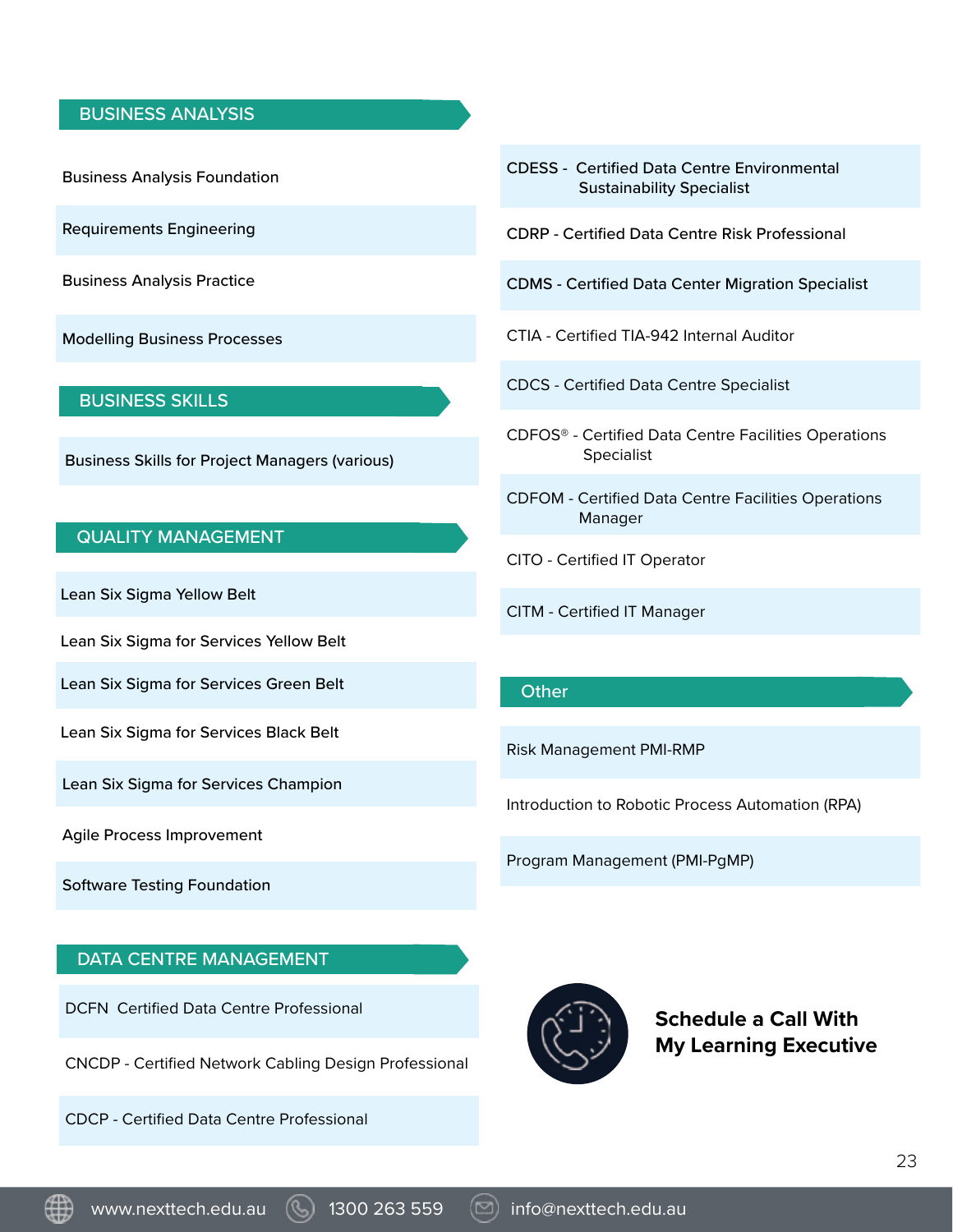## BUSINESS ANALYSIS

- Business Analysis Foundation
- Requirements Engineering
- Business Analysis Practice
- Modelling Business Processes

## BUSINESS SKILLS

- Business Skills for Project Managers (various)

## QUALITY MANAGEMENT

- Lean Six Sigma Yellow Belt
- Lean Six Sigma for Services Yellow Belt
- Lean Six Sigma for Services Green Belt
- Lean Six Sigma for Services Black Belt
- Lean Six Sigma for Services Champion
- Agile Process Improvement
- Software Testing Foundation

## DATA CENTRE MANAGEMENT

- DCFN Certified Data Centre Professional
- CNCDP - Certified Network Cabling Design Professional
- CDCP - Certified Data Centre Professional
- CDESS - Certified Data Centre Environmental Sustainability Specialist
- CDRP - Certified Data Centre Risk Professional
- CDMS - Certified Data Center Migration Specialist
- CTIA - Certified TIA-942 Internal Auditor
- CDCS - Certified Data Centre Specialist
- CDFOS® - Certified Data Centre Facilities Operations Specialist
- CDFOM - Certified Data Centre Facilities Operations Manager
- CITO - Certified IT Operator
- CITM - Certified IT Manager

## Other

- Risk Management PMI-RMP
- Introduction to Robotic Process Automation (RPA)
- Program Management (PMI-PgMP)

**Schedule a Call With My Learning Executive**

www.nexttech.edu.au 1300 263 559 info@nexttech.edu.au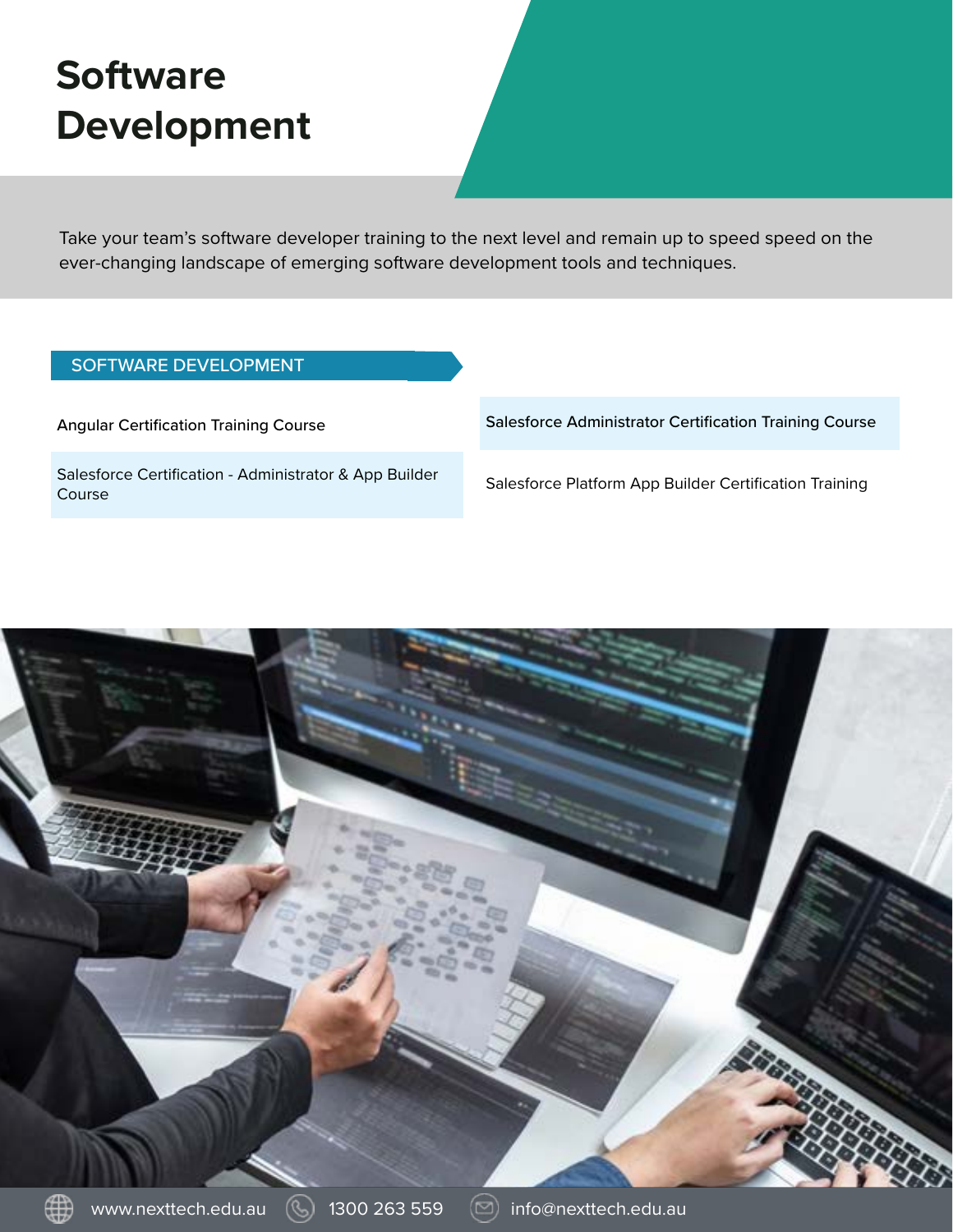# Software Development

Take your team's software developer training to the next level and remain up to speed speed on the ever-changing landscape of emerging software development tools and techniques.

## SOFTWARE DEVELOPMENT

- Angular Certification Training Course
- Salesforce Administrator Certification Training Course
- Salesforce Certification - Administrator & App Builder Course
- Salesforce Platform App Builder Certification Training

www.nexttech.edu.au 1300 263 559 info@nexttech.edu.au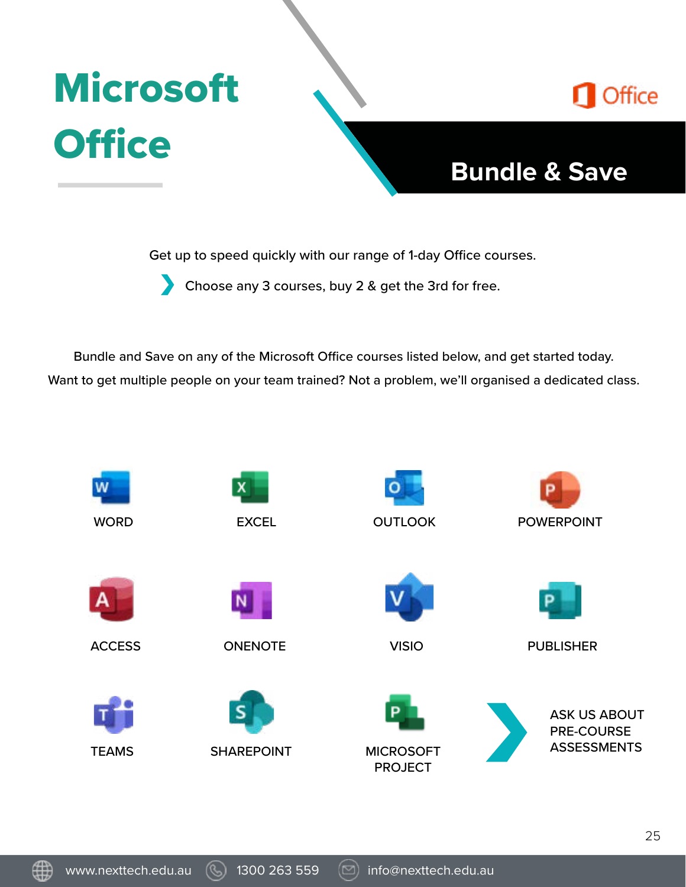# Microsoft Office

## Bundle & Save

Get up to speed quickly with our range of 1-day Office courses.

- Choose any 3 courses, buy 2 & get the 3rd for free.

Bundle and Save on any of the Microsoft Office courses listed below, and get started today.
Want to get multiple people on your team trained? Not a problem, we'll organised a dedicated class.

- WORD
- EXCEL
- OUTLOOK
- POWERPOINT
- ACCESS
- ONENOTE
- VISIO
- PUBLISHER
- TEAMS
- SHAREPOINT
- MICROSOFT PROJECT

ASK US ABOUT PRE-COURSE ASSESSMENTS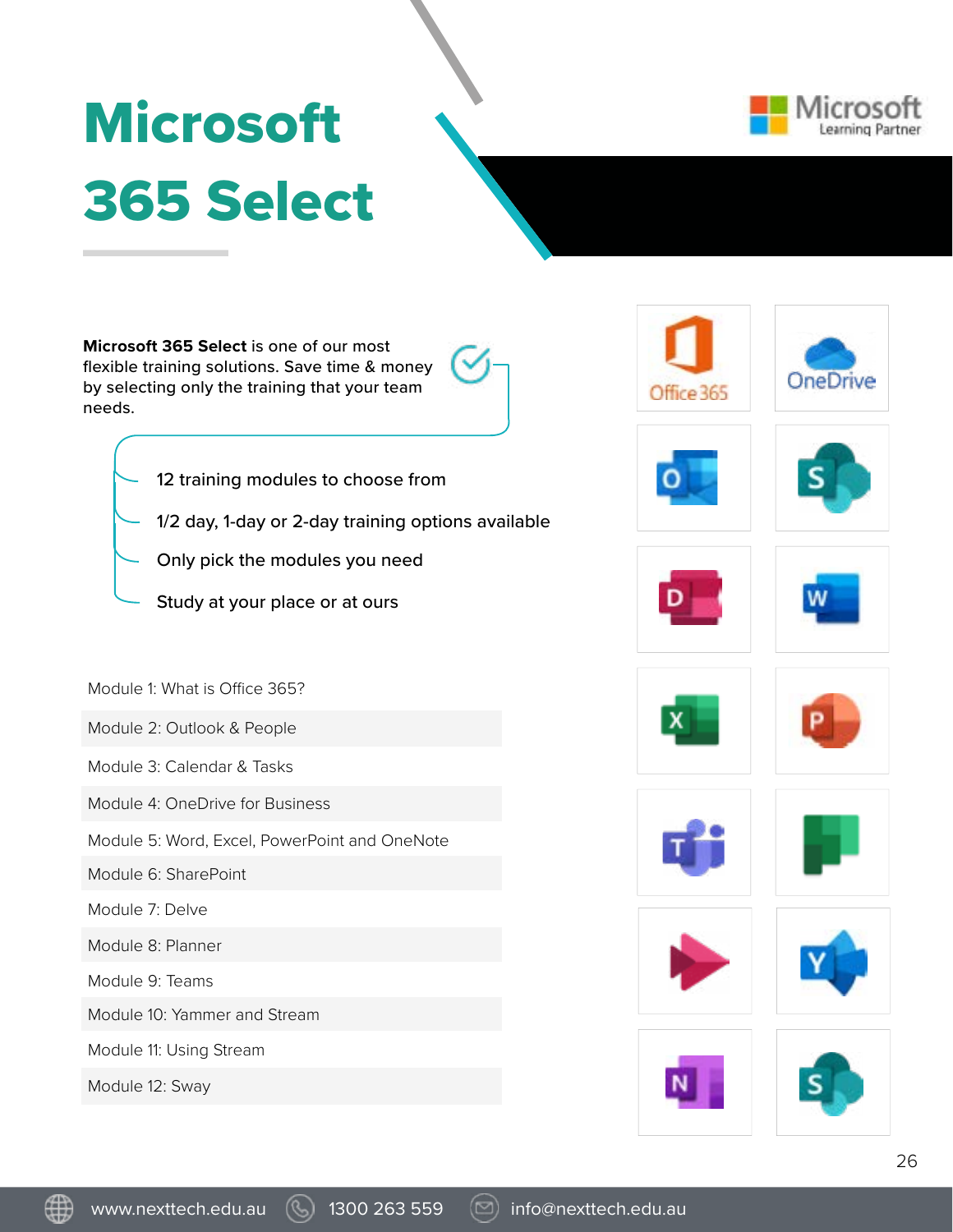# Microsoft 365 Select

**Microsoft 365 Select** is one of our most flexible training solutions. Save time & money by selecting only the training that your team needs.

- 12 training modules to choose from
- 1/2 day, 1-day or 2-day training options available
- Only pick the modules you need
- Study at your place or at ours

Module 1: What is Office 365?

Module 2: Outlook & People

Module 3: Calendar & Tasks

Module 4: OneDrive for Business

Module 5: Word, Excel, PowerPoint and OneNote

Module 6: SharePoint

Module 7: Delve

Module 8: Planner

Module 9: Teams

Module 10: Yammer and Stream

Module 11: Using Stream

Module 12: Sway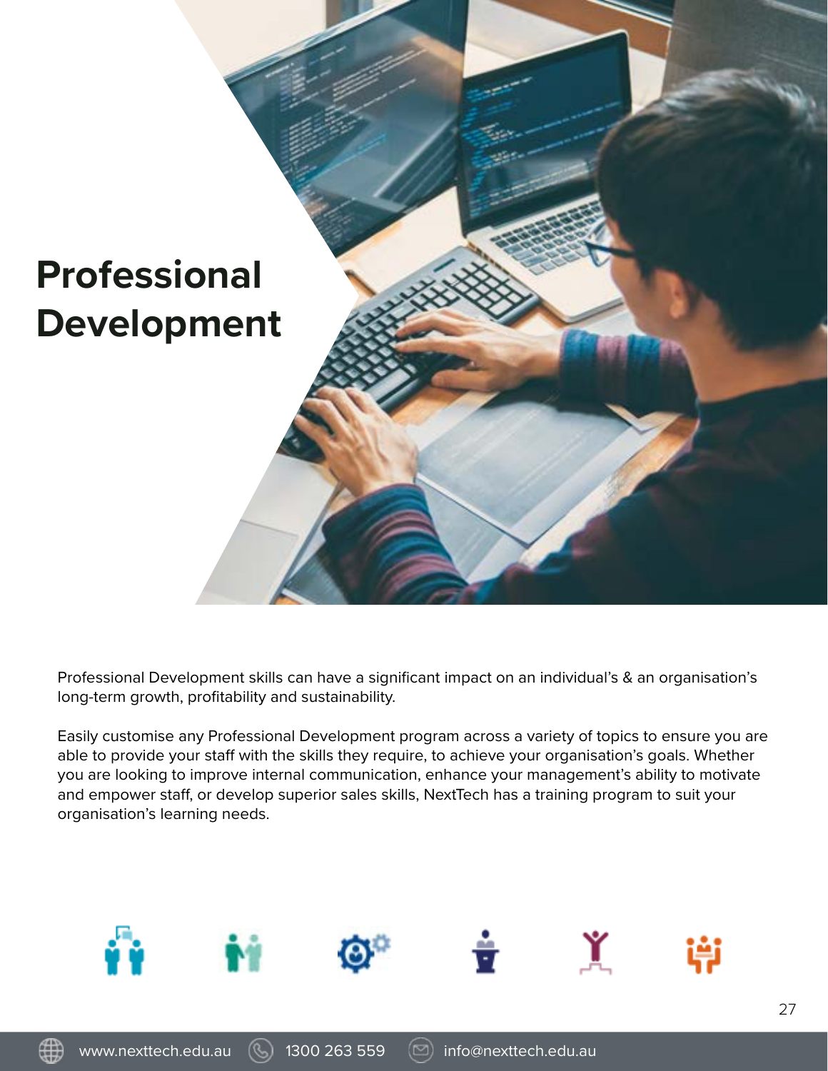# Professional Development

Professional Development skills can have a significant impact on an individual's & an organisation's long-term growth, profitability and sustainability.

Easily customise any Professional Development program across a variety of topics to ensure you are able to provide your staff with the skills they require, to achieve your organisation's goals. Whether you are looking to improve internal communication, enhance your management's ability to motivate and empower staff, or develop superior sales skills, NextTech has a training program to suit your organisation's learning needs.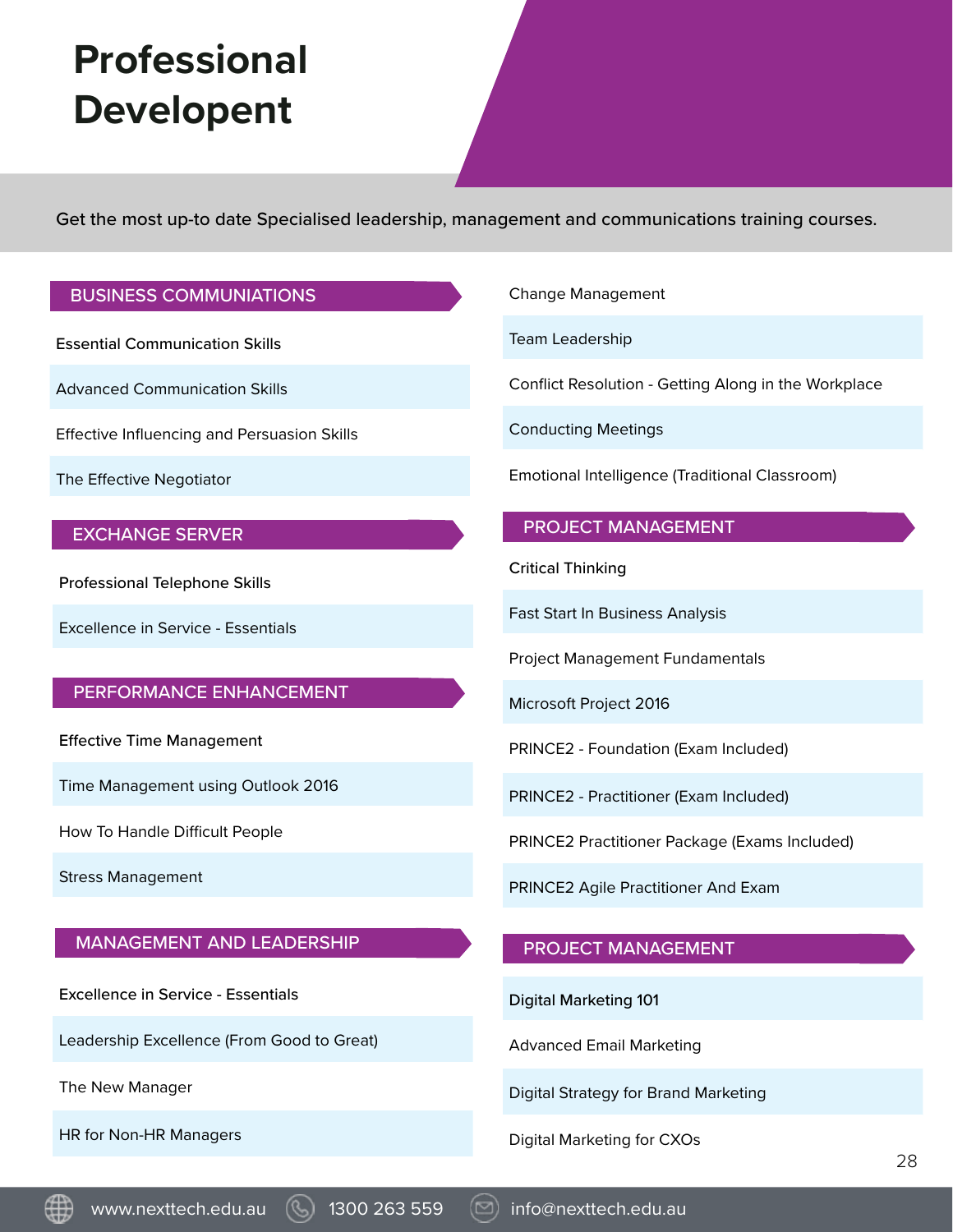# Professional Development

Get the most up-to date Specialised leadership, management and communications training courses.

## BUSINESS COMMUNIATIONS

- Essential Communication Skills
- Advanced Communication Skills
- Effective Influencing and Persuasion Skills
- The Effective Negotiator

## EXCHANGE SERVER

- Professional Telephone Skills
- Excellence in Service - Essentials

## PERFORMANCE ENHANCEMENT

- Effective Time Management
- Time Management using Outlook 2016
- How To Handle Difficult People
- Stress Management

## MANAGEMENT AND LEADERSHIP

- Excellence in Service - Essentials
- Leadership Excellence (From Good to Great)
- The New Manager
- HR for Non-HR Managers
- Change Management
- Team Leadership
- Conflict Resolution - Getting Along in the Workplace
- Conducting Meetings
- Emotional Intelligence (Traditional Classroom)

## PROJECT MANAGEMENT

- Critical Thinking
- Fast Start In Business Analysis
- Project Management Fundamentals
- Microsoft Project 2016
- PRINCE2 - Foundation (Exam Included)
- PRINCE2 - Practitioner (Exam Included)
- PRINCE2 Practitioner Package (Exams Included)
- PRINCE2 Agile Practitioner And Exam

## PROJECT MANAGEMENT

- Digital Marketing 101
- Advanced Email Marketing
- Digital Strategy for Brand Marketing
- Digital Marketing for CXOs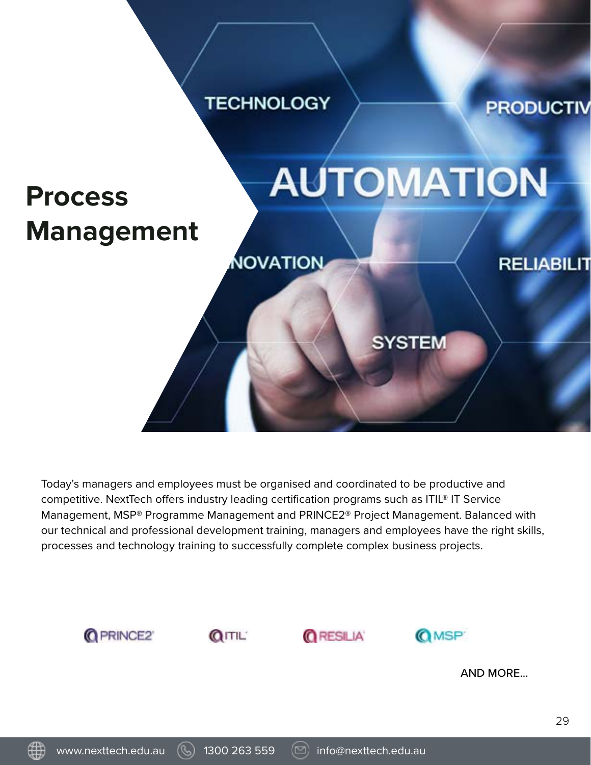# Process Management

Today's managers and employees must be organised and coordinated to be productive and competitive. NextTech offers industry leading certification programs such as ITIL® IT Service Management, MSP® Programme Management and PRINCE2® Project Management. Balanced with our technical and professional development training, managers and employees have the right skills, processes and technology training to successfully complete complex business projects.

PRINCE2® ITIL® RESILIA® MSP®

AND MORE...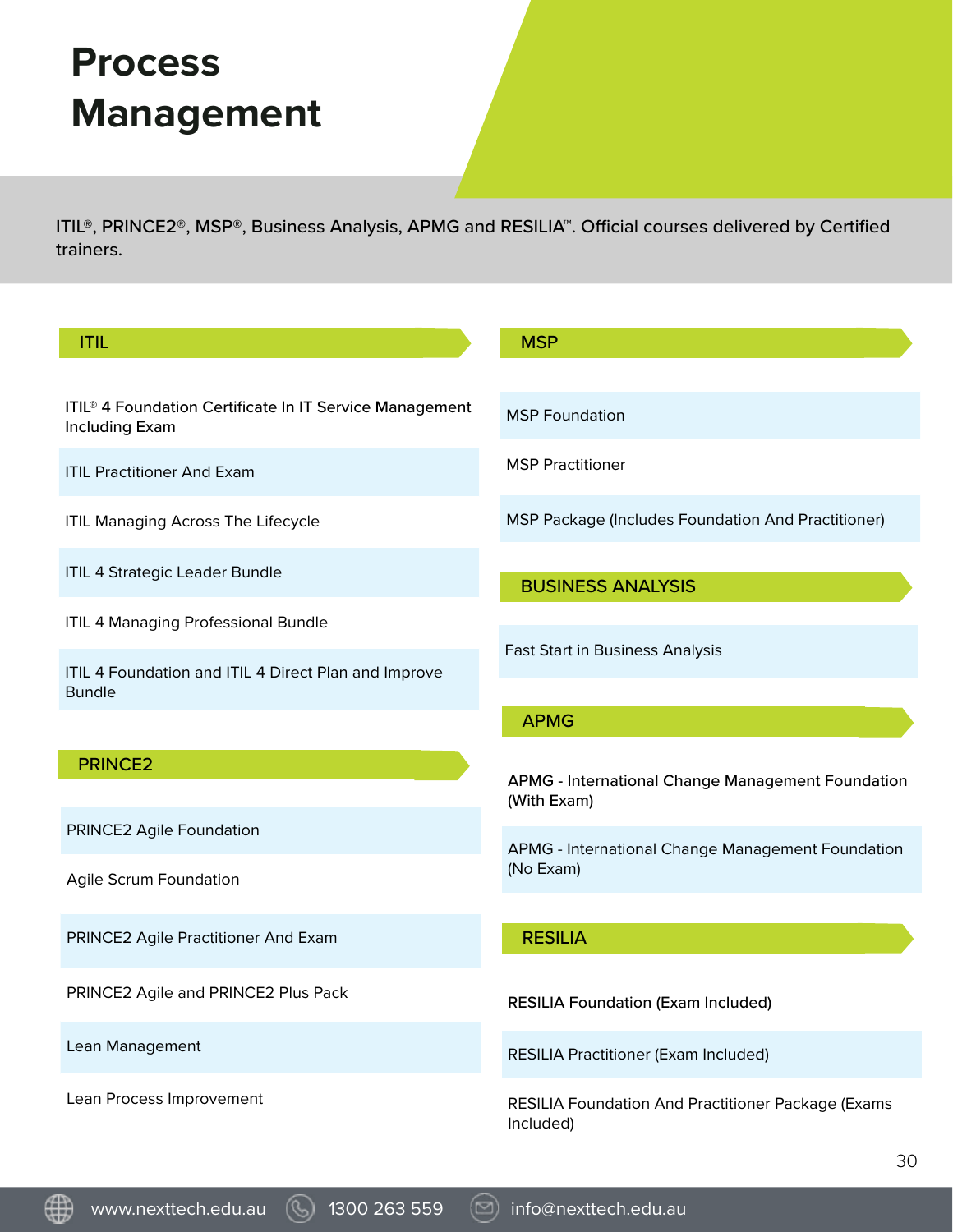# Process Management

ITIL®, PRINCE2®, MSP®, Business Analysis, APMG and RESILIA™. Official courses delivered by Certified trainers.

## ITIL

- ITIL® 4 Foundation Certificate In IT Service Management Including Exam
- ITIL Practitioner And Exam
- ITIL Managing Across The Lifecycle
- ITIL 4 Strategic Leader Bundle
- ITIL 4 Managing Professional Bundle
- ITIL 4 Foundation and ITIL 4 Direct Plan and Improve Bundle

## PRINCE2

- PRINCE2 Agile Foundation
- Agile Scrum Foundation
- PRINCE2 Agile Practitioner And Exam
- PRINCE2 Agile and PRINCE2 Plus Pack
- Lean Management
- Lean Process Improvement

## MSP

- MSP Foundation
- MSP Practitioner
- MSP Package (Includes Foundation And Practitioner)

## BUSINESS ANALYSIS

- Fast Start in Business Analysis

## APMG

- APMG - International Change Management Foundation (With Exam)
- APMG - International Change Management Foundation (No Exam)

## RESILIA

- RESILIA Foundation (Exam Included)
- RESILIA Practitioner (Exam Included)
- RESILIA Foundation And Practitioner Package (Exams Included)

www.nexttech.edu.au 1300 263 559 info@nexttech.edu.au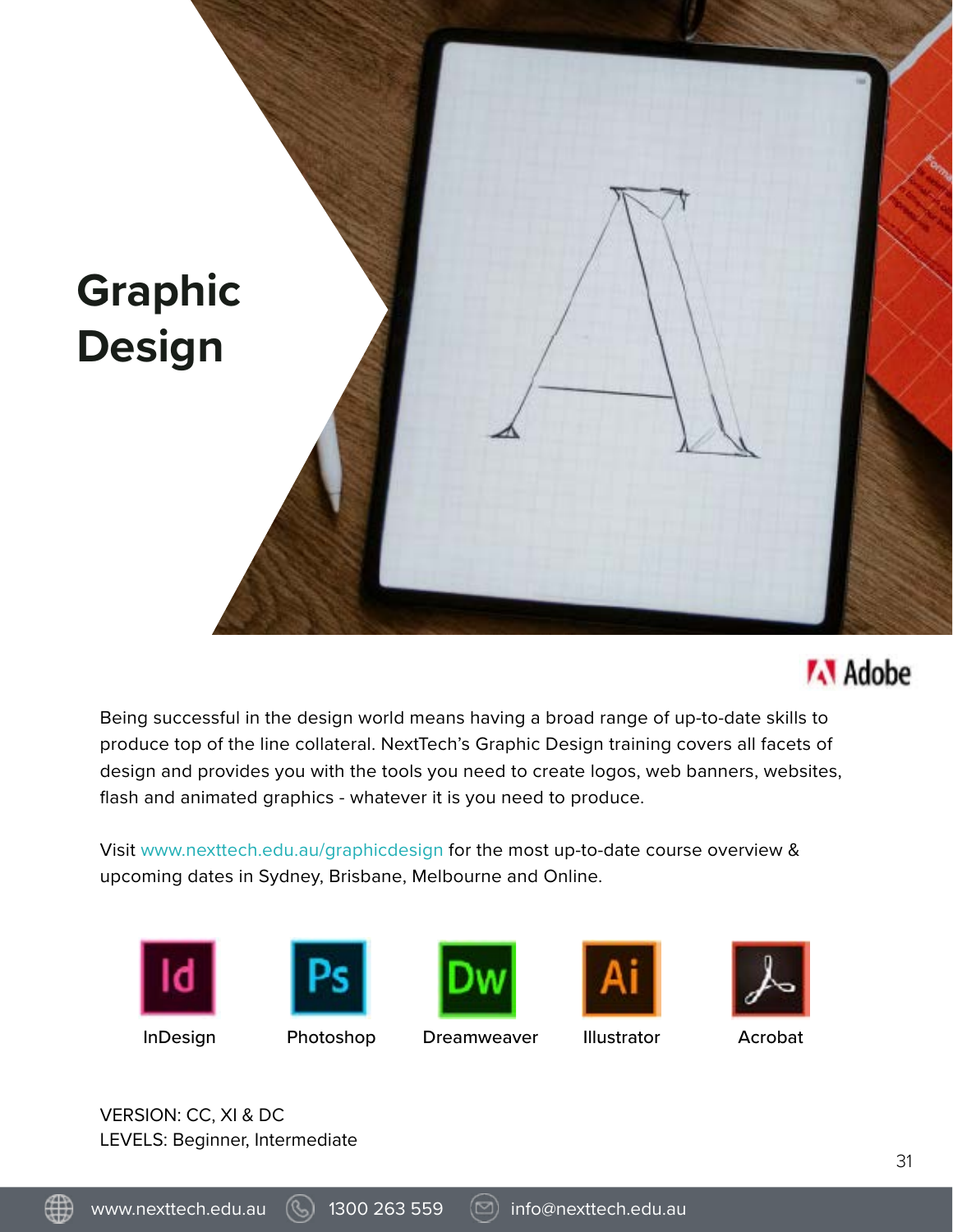# Graphic Design

Adobe

Being successful in the design world means having a broad range of up-to-date skills to produce top of the line collateral. NextTech's Graphic Design training covers all facets of design and provides you with the tools you need to create logos, web banners, websites, flash and animated graphics - whatever it is you need to produce.

Visit www.nexttech.edu.au/graphicdesign for the most up-to-date course overview & upcoming dates in Sydney, Brisbane, Melbourne and Online.

InDesign

Photoshop

Dreamweaver

Illustrator

Acrobat

VERSION: CC, XI & DC
LEVELS: Beginner, Intermediate

www.nexttech.edu.au 1300 263 559 info@nexttech.edu.au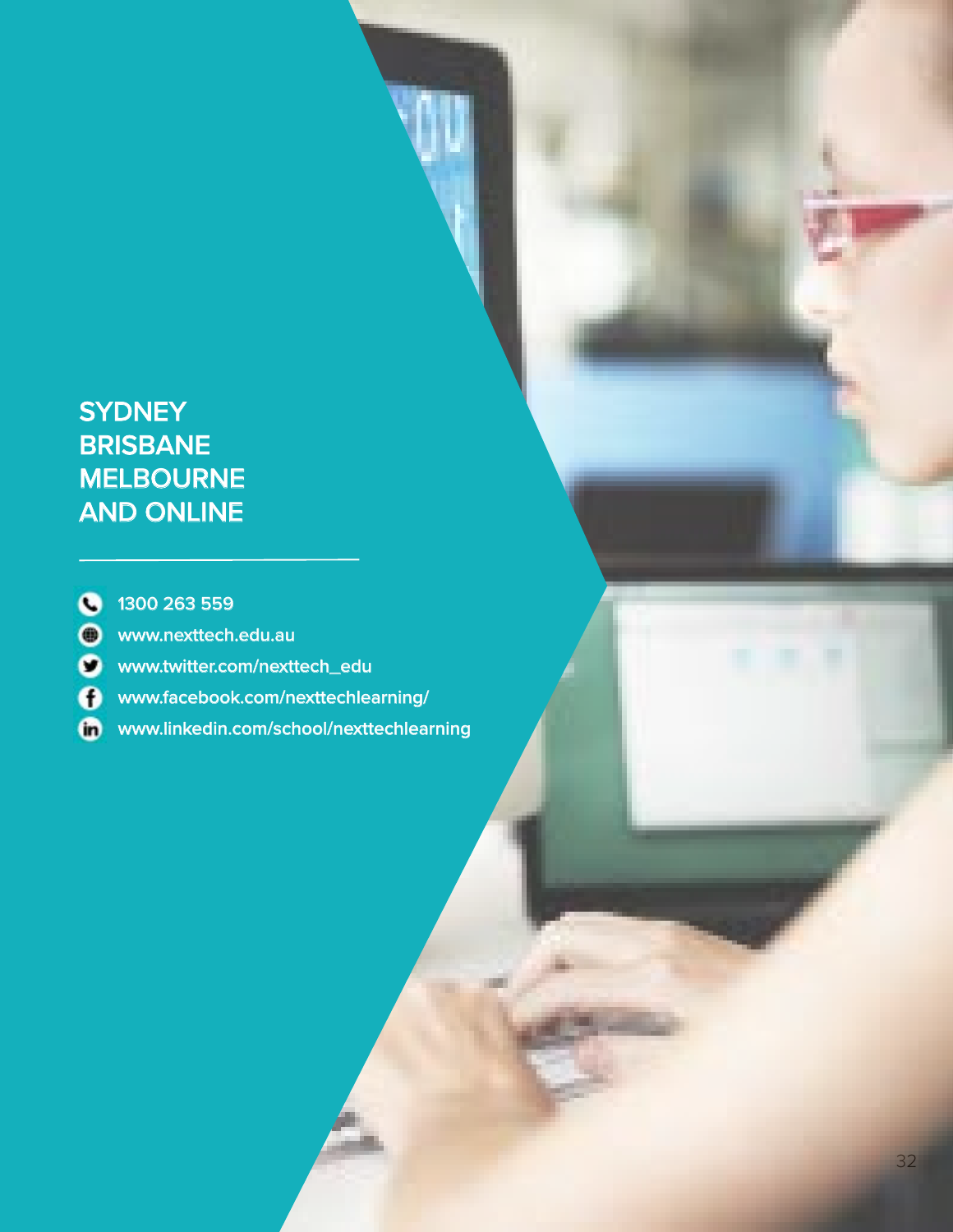**SYDNEY**
**BRISBANE**
**MELBOURNE**
**AND ONLINE**

---

- 1300 263 559
- www.nexttech.edu.au
- www.twitter.com/nexttech_edu
- www.facebook.com/nexttechlearning/
- www.linkedin.com/school/nexttechlearning